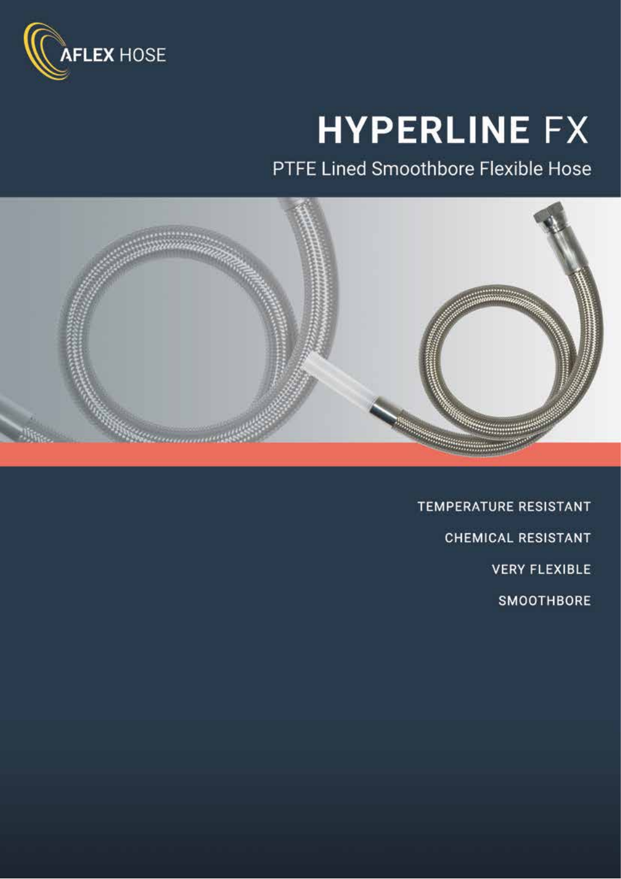AFLEX HOSE

# HYPERLINE FX

## PTFE Lined Smoothbore Flexible Hose

TEMPERATURE RESISTANT

CHEMICAL RESISTANT

VERY FLEXIBLE

SMOOTHBORE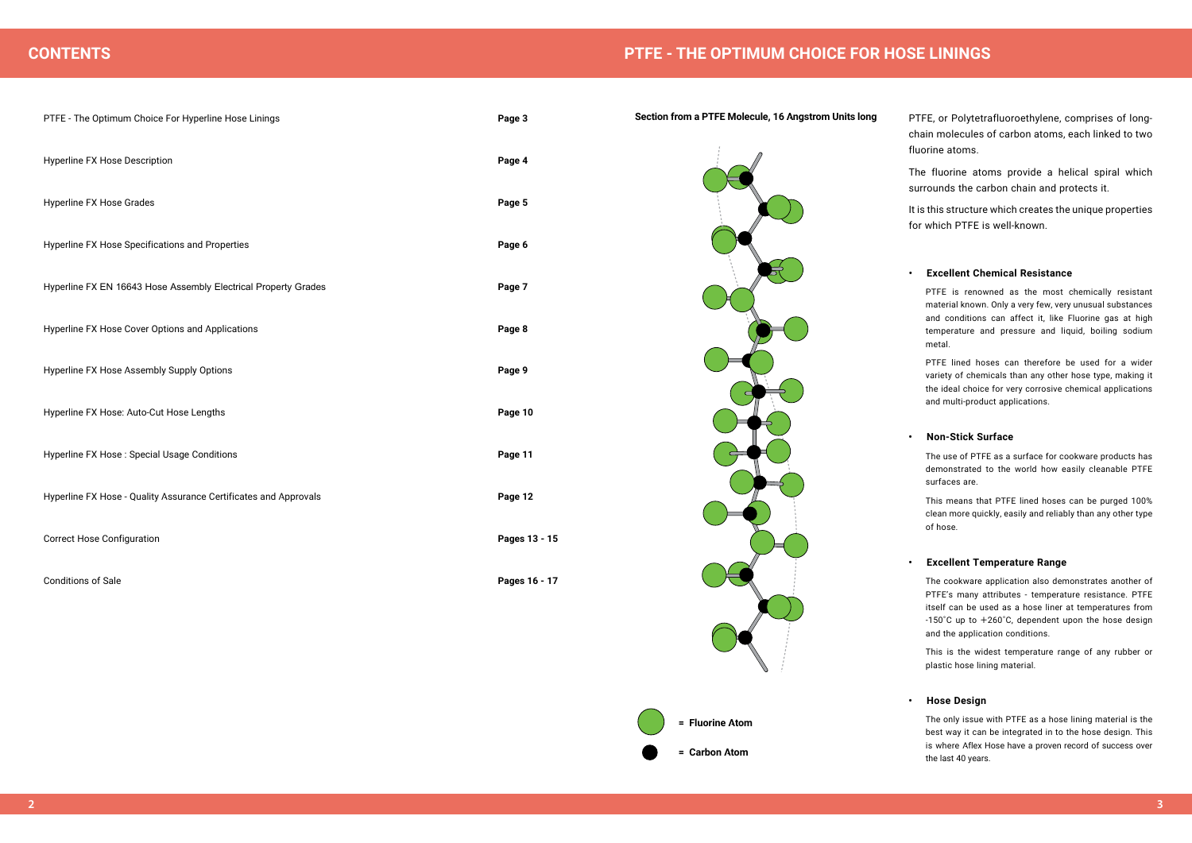## CONTENTS

| | |
|---|---|
| PTFE - The Optimum Choice For Hyperline Hose Linings | **Page 3** |
| Hyperline FX Hose Description | **Page 4** |
| Hyperline FX Hose Grades | **Page 5** |
| Hyperline FX Hose Specifications and Properties | **Page 6** |
| Hyperline FX EN 16643 Hose Assembly Electrical Property Grades | **Page 7** |
| Hyperline FX Hose Cover Options and Applications | **Page 8** |
| Hyperline FX Hose Assembly Supply Options | **Page 9** |
| Hyperline FX Hose: Auto-Cut Hose Lengths | **Page 10** |
| Hyperline FX Hose : Special Usage Conditions | **Page 11** |
| Hyperline FX Hose - Quality Assurance Certificates and Approvals | **Page 12** |
| Correct Hose Configuration | **Pages 13 - 15** |
| Conditions of Sale | **Pages 16 - 17** |

## PTFE - THE OPTIMUM CHOICE FOR HOSE LININGS

**Section from a PTFE Molecule, 16 Angstrom Units long**

= **Fluorine Atom**

= **Carbon Atom**

PTFE, or Polytetrafluoroethylene, comprises of long-chain molecules of carbon atoms, each linked to two fluorine atoms.

The fluorine atoms provide a helical spiral which surrounds the carbon chain and protects it.

It is this structure which creates the unique properties for which PTFE is well-known.

- **Excellent Chemical Resistance**

  PTFE is renowned as the most chemically resistant material known. Only a very few, very unusual substances and conditions can affect it, like Fluorine gas at high temperature and pressure and liquid, boiling sodium metal.

  PTFE lined hoses can therefore be used for a wider variety of chemicals than any other hose type, making it the ideal choice for very corrosive chemical applications and multi-product applications.

- **Non-Stick Surface**

  The use of PTFE as a surface for cookware products has demonstrated to the world how easily cleanable PTFE surfaces are.

  This means that PTFE lined hoses can be purged 100% clean more quickly, easily and reliably than any other type of hose.

- **Excellent Temperature Range**

  The cookware application also demonstrates another of PTFE's many attributes - temperature resistance. PTFE itself can be used as a hose liner at temperatures from -150°C up to +260°C, dependent upon the hose design and the application conditions.

  This is the widest temperature range of any rubber or plastic hose lining material.

- **Hose Design**

  The only issue with PTFE as a hose lining material is the best way it can be integrated in to the hose design. This is where Aflex Hose have a proven record of success over the last 40 years.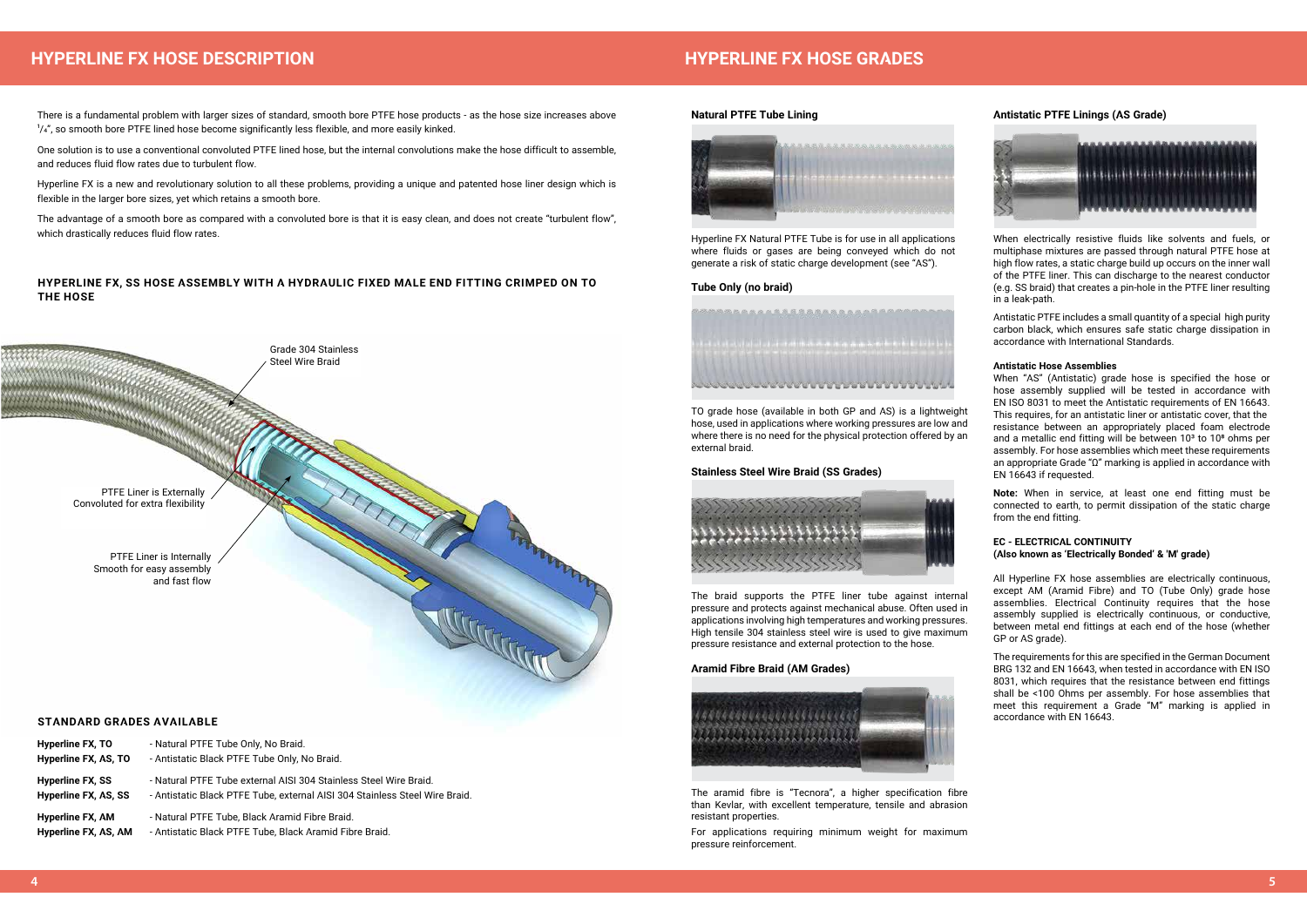## HYPERLINE FX HOSE DESCRIPTION

There is a fundamental problem with larger sizes of standard, smooth bore PTFE hose products - as the hose size increases above 1/4", so smooth bore PTFE lined hose become significantly less flexible, and more easily kinked.

One solution is to use a conventional convoluted PTFE lined hose, but the internal convolutions make the hose difficult to assemble, and reduces fluid flow rates due to turbulent flow.

Hyperline FX is a new and revolutionary solution to all these problems, providing a unique and patented hose liner design which is flexible in the larger bore sizes, yet which retains a smooth bore.

The advantage of a smooth bore as compared with a convoluted bore is that it is easy clean, and does not create "turbulent flow", which drastically reduces fluid flow rates.

### HYPERLINE FX, SS HOSE ASSEMBLY WITH A HYDRAULIC FIXED MALE END FITTING CRIMPED ON TO THE HOSE

Grade 304 Stainless Steel Wire Braid

PTFE Liner is Externally Convoluted for extra flexibility

PTFE Liner is Internally Smooth for easy assembly and fast flow

### STANDARD GRADES AVAILABLE

| | |
|---|---|
| **Hyperline FX, TO** | - Natural PTFE Tube Only, No Braid. |
| **Hyperline FX, AS, TO** | - Antistatic Black PTFE Tube Only, No Braid. |
| **Hyperline FX, SS** | - Natural PTFE Tube external AISI 304 Stainless Steel Wire Braid. |
| **Hyperline FX, AS, SS** | - Antistatic Black PTFE Tube, external AISI 304 Stainless Steel Wire Braid. |
| **Hyperline FX, AM** | - Natural PTFE Tube, Black Aramid Fibre Braid. |
| **Hyperline FX, AS, AM** | - Antistatic Black PTFE Tube, Black Aramid Fibre Braid. |

## HYPERLINE FX HOSE GRADES

### Natural PTFE Tube Lining

Hyperline FX Natural PTFE Tube is for use in all applications where fluids or gases are being conveyed which do not generate a risk of static charge development (see "AS").

### Tube Only (no braid)

TO grade hose (available in both GP and AS) is a lightweight hose, used in applications where working pressures are low and where there is no need for the physical protection offered by an external braid.

### Stainless Steel Wire Braid (SS Grades)

The braid supports the PTFE liner tube against internal pressure and protects against mechanical abuse. Often used in applications involving high temperatures and working pressures. High tensile 304 stainless steel wire is used to give maximum pressure resistance and external protection to the hose.

### Aramid Fibre Braid (AM Grades)

The aramid fibre is "Tecnora", a higher specification fibre than Kevlar, with excellent temperature, tensile and abrasion resistant properties.

For applications requiring minimum weight for maximum pressure reinforcement.

### Antistatic PTFE Linings (AS Grade)

When electrically resistive fluids like solvents and fuels, or multiphase mixtures are passed through natural PTFE hose at high flow rates, a static charge build up occurs on the inner wall of the PTFE liner. This can discharge to the nearest conductor (e.g. SS braid) that creates a pin-hole in the PTFE liner resulting in a leak-path.

Antistatic PTFE includes a small quantity of a special high purity carbon black, which ensures safe static charge dissipation in accordance with International Standards.

**Antistatic Hose Assemblies**

When "AS" (Antistatic) grade hose is specified the hose or hose assembly supplied will be tested in accordance with EN ISO 8031 to meet the Antistatic requirements of EN 16643. This requires, for an antistatic liner or antistatic cover, that the resistance between an appropriately placed foam electrode and a metallic end fitting will be between $10^3$ to $10^8$ ohms per assembly. For hose assemblies which meet these requirements an appropriate Grade "Ω" marking is applied in accordance with EN 16643 if requested.

**Note:** When in service, at least one end fitting must be connected to earth, to permit dissipation of the static charge from the end fitting.

**EC - ELECTRICAL CONTINUITY**
**(Also known as 'Electrically Bonded' & 'M' grade)**

All Hyperline FX hose assemblies are electrically continuous, except AM (Aramid Fibre) and TO (Tube Only) grade hose assemblies. Electrical Continuity requires that the hose assembly supplied is electrically continuous, or conductive, between metal end fittings at each end of the hose (whether GP or AS grade).

The requirements for this are specified in the German Document BRG 132 and EN 16643, when tested in accordance with EN ISO 8031, which requires that the resistance between end fittings shall be <100 Ohms per assembly. For hose assemblies that meet this requirement a Grade "M" marking is applied in accordance with EN 16643.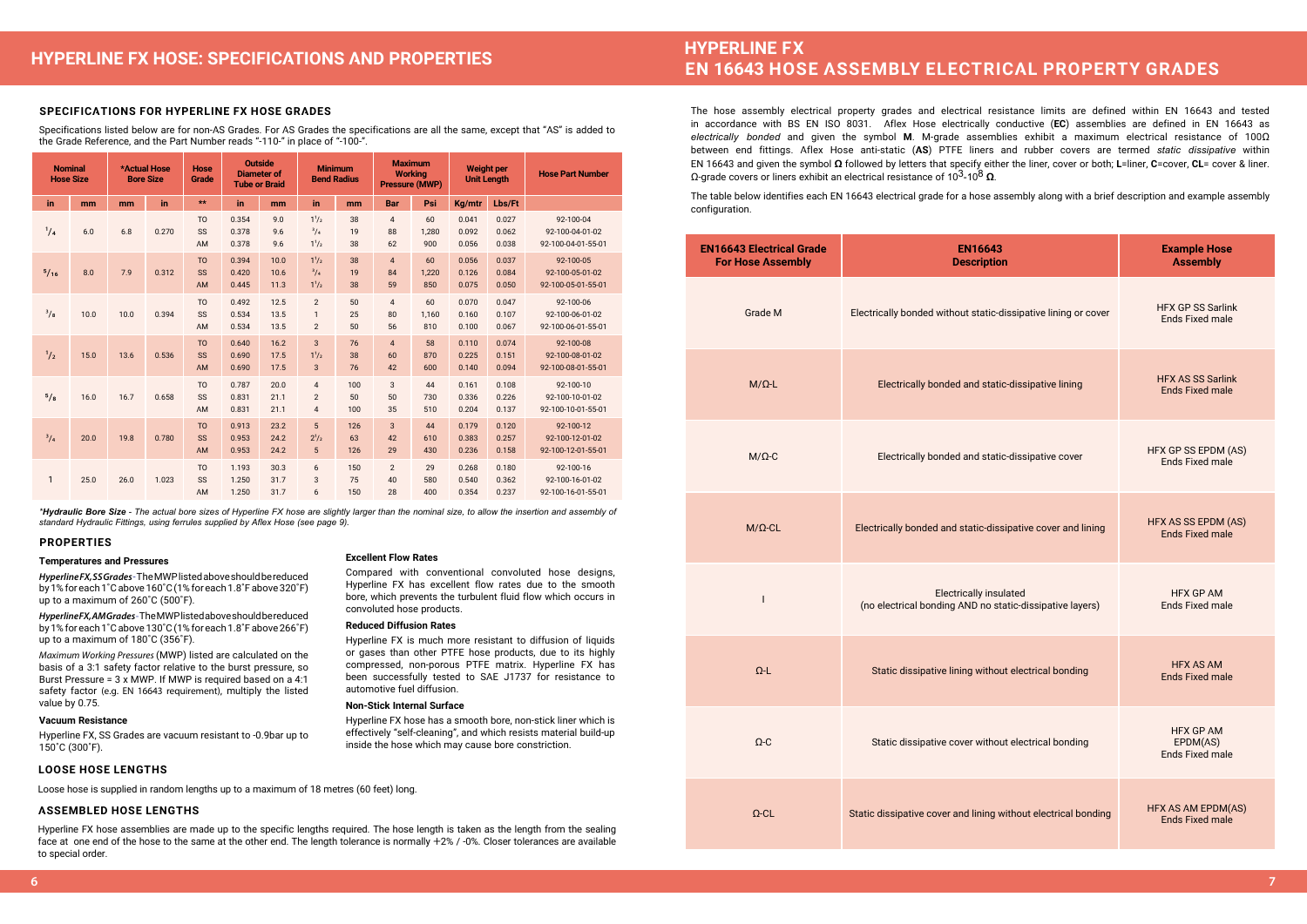# HYPERLINE FX HOSE: SPECIFICATIONS AND PROPERTIES

## SPECIFICATIONS FOR HYPERLINE FX HOSE GRADES

Specifications listed below are for non-AS Grades. For AS Grades the specifications are all the same, except that "AS" is added to the Grade Reference, and the Part Number reads "-110-" in place of "-100-".

| Nominal Hose Size | | *Actual Hose Bore Size | | Hose Grade | Outside Diameter of Tube or Braid | | Minimum Bend Radius | | Maximum Working Pressure (MWP) | | Weight per Unit Length | | Hose Part Number |
|---|---|---|---|---|---|---|---|---|---|---|---|---|---|
| in | mm | mm | in | ** | in | mm | in | mm | Bar | Psi | Kg/mtr | Lbs/Ft | |
| 1/4 | 6.0 | 6.8 | 0.270 | TO | 0.354 | 9.0 | 1 1/2 | 38 | 4 | 60 | 0.041 | 0.027 | 92-100-04 |
| | | | | SS | 0.378 | 9.6 | 3/4 | 19 | 88 | 1,280 | 0.092 | 0.062 | 92-100-04-01-02 |
| | | | | AM | 0.378 | 9.6 | 1 1/2 | 38 | 62 | 900 | 0.056 | 0.038 | 92-100-04-01-55-01 |
| 5/16 | 8.0 | 7.9 | 0.312 | TO | 0.394 | 10.0 | 1 1/2 | 38 | 4 | 60 | 0.056 | 0.037 | 92-100-05 |
| | | | | SS | 0.420 | 10.6 | 3/4 | 19 | 84 | 1,220 | 0.126 | 0.084 | 92-100-05-01-02 |
| | | | | AM | 0.445 | 11.3 | 1 1/2 | 38 | 59 | 850 | 0.075 | 0.050 | 92-100-05-01-55-01 |
| 3/8 | 10.0 | 10.0 | 0.394 | TO | 0.492 | 12.5 | 2 | 50 | 4 | 60 | 0.070 | 0.047 | 92-100-06 |
| | | | | SS | 0.534 | 13.5 | 1 | 25 | 80 | 1,160 | 0.160 | 0.107 | 92-100-06-01-02 |
| | | | | AM | 0.534 | 13.5 | 2 | 50 | 56 | 810 | 0.100 | 0.067 | 92-100-06-01-55-01 |
| 1/2 | 15.0 | 13.6 | 0.536 | TO | 0.640 | 16.2 | 3 | 76 | 4 | 58 | 0.110 | 0.074 | 92-100-08 |
| | | | | SS | 0.690 | 17.5 | 1 1/2 | 38 | 60 | 870 | 0.225 | 0.151 | 92-100-08-01-02 |
| | | | | AM | 0.690 | 17.5 | 3 | 76 | 42 | 600 | 0.140 | 0.094 | 92-100-08-01-55-01 |
| 5/8 | 16.0 | 16.7 | 0.658 | TO | 0.787 | 20.0 | 4 | 100 | 3 | 44 | 0.161 | 0.108 | 92-100-10 |
| | | | | SS | 0.831 | 21.1 | 2 | 50 | 50 | 730 | 0.336 | 0.226 | 92-100-10-01-02 |
| | | | | AM | 0.831 | 21.1 | 4 | 100 | 35 | 510 | 0.204 | 0.137 | 92-100-10-01-55-01 |
| 3/4 | 20.0 | 19.8 | 0.780 | TO | 0.913 | 23.2 | 5 | 126 | 3 | 44 | 0.179 | 0.120 | 92-100-12 |
| | | | | SS | 0.953 | 24.2 | 2 1/2 | 63 | 42 | 610 | 0.383 | 0.257 | 92-100-12-01-02 |
| | | | | AM | 0.953 | 24.2 | 5 | 126 | 29 | 430 | 0.236 | 0.158 | 92-100-12-01-55-01 |
| 1 | 25.0 | 26.0 | 1.023 | TO | 1.193 | 30.3 | 6 | 150 | 2 | 29 | 0.268 | 0.180 | 92-100-16 |
| | | | | SS | 1.250 | 31.7 | 3 | 75 | 40 | 580 | 0.540 | 0.362 | 92-100-16-01-02 |
| | | | | AM | 1.250 | 31.7 | 6 | 150 | 28 | 400 | 0.354 | 0.237 | 92-100-16-01-55-01 |

**Hydraulic Bore Size* - *The actual bore sizes of Hyperline FX hose are slightly larger than the nominal size, to allow the insertion and assembly of standard Hydraulic Fittings, using ferrules supplied by Aflex Hose (see page 9).*

## PROPERTIES

### Temperatures and Pressures

*Hyperline FX, SS Grades* - The MWP listed above should be reduced by 1% for each 1˚C above 160˚C (1% for each 1.8˚F above 320˚F) up to a maximum of 260˚C (500˚F).

*Hyperline FX, AM Grades* - The MWP listed above should be reduced by 1% for each 1˚C above 130˚C (1% for each 1.8˚F above 266˚F) up to a maximum of 180˚C (356˚F).

*Maximum Working Pressures* (MWP) listed are calculated on the basis of a 3:1 safety factor relative to the burst pressure, so Burst Pressure = 3 x MWP. If MWP is required based on a 4:1 safety factor (e.g. EN 16643 requirement), multiply the listed value by 0.75.

### Vacuum Resistance

Hyperline FX, SS Grades are vacuum resistant to -0.9bar up to 150˚C (300˚F).

### Excellent Flow Rates

Compared with conventional convoluted hose designs, Hyperline FX has excellent flow rates due to the smooth bore, which prevents the turbulent fluid flow which occurs in convoluted hose products.

### Reduced Diffusion Rates

Hyperline FX is much more resistant to diffusion of liquids or gases than other PTFE hose products, due to its highly compressed, non-porous PTFE matrix. Hyperline FX has been successfully tested to SAE J1737 for resistance to automotive fuel diffusion.

### Non-Stick Internal Surface

Hyperline FX hose has a smooth bore, non-stick liner which is effectively "self-cleaning", and which resists material build-up inside the hose which may cause bore constriction.

## LOOSE HOSE LENGTHS

Loose hose is supplied in random lengths up to a maximum of 18 metres (60 feet) long.

## ASSEMBLED HOSE LENGTHS

Hyperline FX hose assemblies are made up to the specific lengths required. The hose length is taken as the length from the sealing face at one end of the hose to the same at the other end. The length tolerance is normally +2% / -0%. Closer tolerances are available to special order.

# HYPERLINE FX EN 16643 HOSE ASSEMBLY ELECTRICAL PROPERTY GRADES

The hose assembly electrical property grades and electrical resistance limits are defined within EN 16643 and tested in accordance with BS EN ISO 8031. Aflex Hose electrically conductive (**EC**) assemblies are defined in EN 16643 as *electrically bonded* and given the symbol **M**. M-grade assemblies exhibit a maximum electrical resistance of 100Ω between end fittings. Aflex Hose anti-static (**AS**) PTFE liners and rubber covers are termed *static dissipative* within EN 16643 and given the symbol **Ω** followed by letters that specify either the liner, cover or both; **L**=liner, **C**=cover, **CL**= cover & liner. Ω-grade covers or liners exhibit an electrical resistance of $10^3$-$10^8$ **Ω**.

The table below identifies each EN 16643 electrical grade for a hose assembly along with a brief description and example assembly configuration.

| EN16643 Electrical Grade For Hose Assembly | EN16643 Description | Example Hose Assembly |
|---|---|---|
| Grade M | Electrically bonded without static-dissipative lining or cover | HFX GP SS Sarlink Ends Fixed male |
| M/Ω-L | Electrically bonded and static-dissipative lining | HFX AS SS Sarlink Ends Fixed male |
| M/Ω-C | Electrically bonded and static-dissipative cover | HFX GP SS EPDM (AS) Ends Fixed male |
| M/Ω-CL | Electrically bonded and static-dissipative cover and lining | HFX AS SS EPDM (AS) Ends Fixed male |
| I | Electrically insulated (no electrical bonding AND no static-dissipative layers) | HFX GP AM Ends Fixed male |
| Ω-L | Static dissipative lining without electrical bonding | HFX AS AM Ends Fixed male |
| Ω-C | Static dissipative cover without electrical bonding | HFX GP AM EPDM(AS) Ends Fixed male |
| Ω-CL | Static dissipative cover and lining without electrical bonding | HFX AS AM EPDM(AS) Ends Fixed male |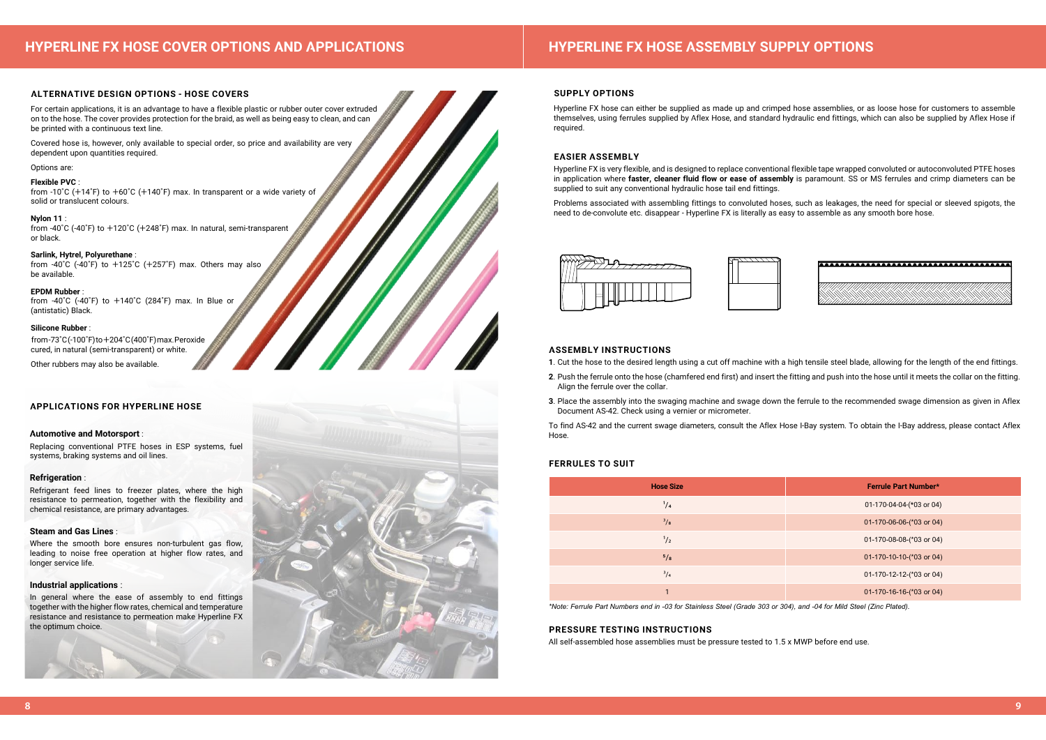# HYPERLINE FX HOSE COVER OPTIONS AND APPLICATIONS

## ALTERNATIVE DESIGN OPTIONS - HOSE COVERS

For certain applications, it is an advantage to have a flexible plastic or rubber outer cover extruded on to the hose. The cover provides protection for the braid, as well as being easy to clean, and can be printed with a continuous text line.

Covered hose is, however, only available to special order, so price and availability are very dependent upon quantities required.

Options are:

**Flexible PVC** :
from -10˚C (+14˚F) to +60˚C (+140˚F) max. In transparent or a wide variety of solid or translucent colours.

**Nylon 11** :
from -40˚C (-40˚F) to +120˚C (+248˚F) max. In natural, semi-transparent or black.

**Sarlink, Hytrel, Polyurethane** :
from -40˚C (-40˚F) to +125˚C (+257˚F) max. Others may also be available.

**EPDM Rubber** :
from -40˚C (-40˚F) to +140˚C (284˚F) max. In Blue or (antistatic) Black.

**Silicone Rubber** :
from-73˚C(-100˚F)to+204˚C(400˚F)max.Peroxide cured, in natural (semi-transparent) or white.

Other rubbers may also be available.

## APPLICATIONS FOR HYPERLINE HOSE

**Automotive and Motorsport** :
Replacing conventional PTFE hoses in ESP systems, fuel systems, braking systems and oil lines.

**Refrigeration** :
Refrigerant feed lines to freezer plates, where the high resistance to permeation, together with the flexibility and chemical resistance, are primary advantages.

**Steam and Gas Lines** :
Where the smooth bore ensures non-turbulent gas flow, leading to noise free operation at higher flow rates, and longer service life.

**Industrial applications** :
In general where the ease of assembly to end fittings together with the higher flow rates, chemical and temperature resistance and resistance to permeation make Hyperline FX the optimum choice.

# HYPERLINE FX HOSE ASSEMBLY SUPPLY OPTIONS

## SUPPLY OPTIONS

Hyperline FX hose can either be supplied as made up and crimped hose assemblies, or as loose hose for customers to assemble themselves, using ferrules supplied by Aflex Hose, and standard hydraulic end fittings, which can also be supplied by Aflex Hose if required.

## EASIER ASSEMBLY

Hyperline FX is very flexible, and is designed to replace conventional flexible tape wrapped convoluted or autoconvoluted PTFE hoses in application where **faster, cleaner fluid flow or ease of assembly** is paramount. SS or MS ferrules and crimp diameters can be supplied to suit any conventional hydraulic hose tail end fittings.

Problems associated with assembling fittings to convoluted hoses, such as leakages, the need for special or sleeved spigots, the need to de-convolute etc. disappear - Hyperline FX is literally as easy to assemble as any smooth bore hose.

## ASSEMBLY INSTRUCTIONS

**1**. Cut the hose to the desired length using a cut off machine with a high tensile steel blade, allowing for the length of the end fittings.

**2**. Push the ferrule onto the hose (chamfered end first) and insert the fitting and push into the hose until it meets the collar on the fitting. Align the ferrule over the collar.

**3**. Place the assembly into the swaging machine and swage down the ferrule to the recommended swage dimension as given in Aflex Document AS-42. Check using a vernier or micrometer.

To find AS-42 and the current swage diameters, consult the Aflex Hose I-Bay system. To obtain the I-Bay address, please contact Aflex Hose.

## FERRULES TO SUIT

| Hose Size | Ferrule Part Number* |
|---|---|
| 1/4 | 01-170-04-04-(*03 or 04) |
| 3/8 | 01-170-06-06-(*03 or 04) |
| 1/2 | 01-170-08-08-(*03 or 04) |
| 5/8 | 01-170-10-10-(*03 or 04) |
| 3/4 | 01-170-12-12-(*03 or 04) |
| 1 | 01-170-16-16-(*03 or 04) |

*\*Note: Ferrule Part Numbers end in -03 for Stainless Steel (Grade 303 or 304), and -04 for Mild Steel (Zinc Plated).*

## PRESSURE TESTING INSTRUCTIONS

All self-assembled hose assemblies must be pressure tested to 1.5 x MWP before end use.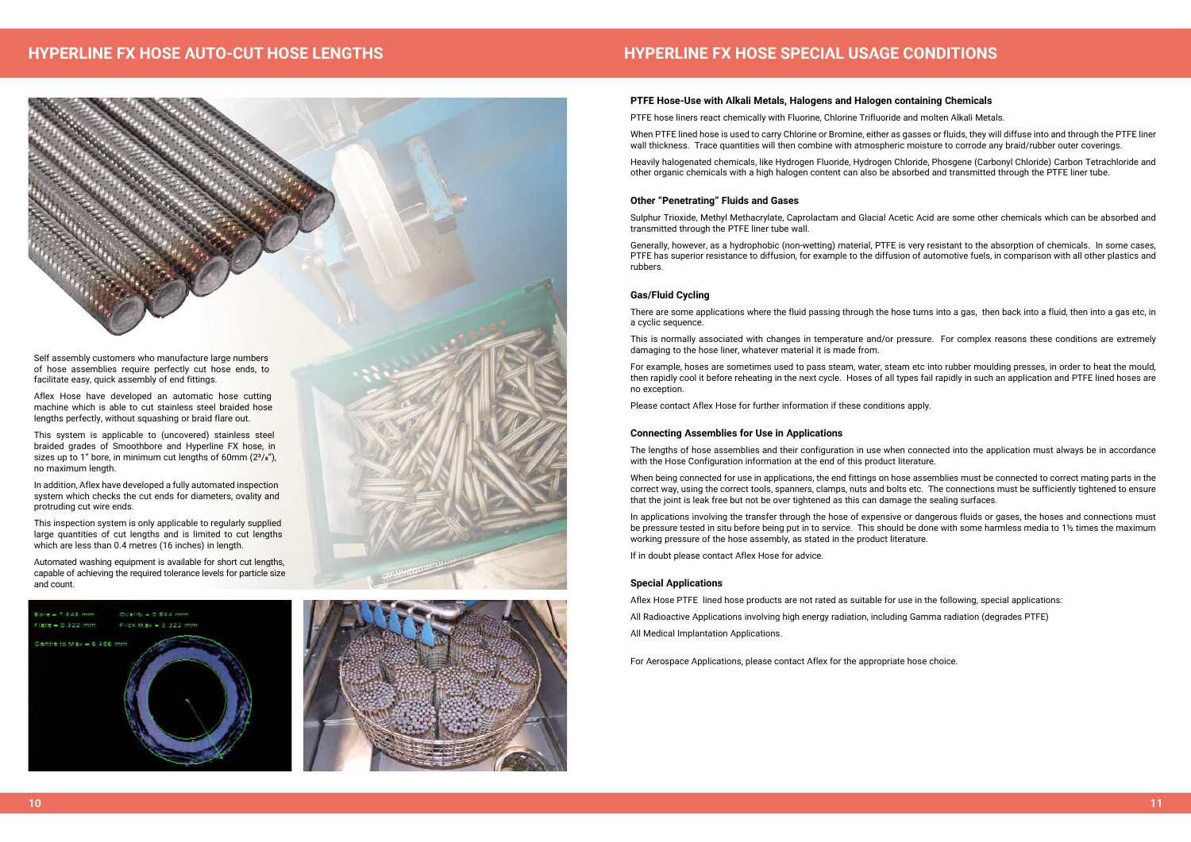## HYPERLINE FX HOSE AUTO-CUT HOSE LENGTHS

Self assembly customers who manufacture large numbers of hose assemblies require perfectly cut hose ends, to facilitate easy, quick assembly of end fittings.

Aflex Hose have developed an automatic hose cutting machine which is able to cut stainless steel braided hose lengths perfectly, without squashing or braid flare out.

This system is applicable to (uncovered) stainless steel braided grades of Smoothbore and Hyperline FX hose, in sizes up to 1" bore, in minimum cut lengths of 60mm (2³/₈"), no maximum length.

In addition, Aflex have developed a fully automated inspection system which checks the cut ends for diameters, ovality and protruding cut wire ends.

This inspection system is only applicable to regularly supplied large quantities of cut lengths and is limited to cut lengths which are less than 0.4 metres (16 inches) in length.

Automated washing equipment is available for short cut lengths, capable of achieving the required tolerance levels for particle size and count.

## HYPERLINE FX HOSE SPECIAL USAGE CONDITIONS

**PTFE Hose-Use with Alkali Metals, Halogens and Halogen containing Chemicals**

PTFE hose liners react chemically with Fluorine, Chlorine Trifluoride and molten Alkali Metals.

When PTFE lined hose is used to carry Chlorine or Bromine, either as gasses or fluids, they will diffuse into and through the PTFE liner wall thickness. Trace quantities will then combine with atmospheric moisture to corrode any braid/rubber outer coverings.

Heavily halogenated chemicals, like Hydrogen Fluoride, Hydrogen Chloride, Phosgene (Carbonyl Chloride) Carbon Tetrachloride and other organic chemicals with a high halogen content can also be absorbed and transmitted through the PTFE liner tube.

**Other "Penetrating" Fluids and Gases**

Sulphur Trioxide, Methyl Methacrylate, Caprolactam and Glacial Acetic Acid are some other chemicals which can be absorbed and transmitted through the PTFE liner tube wall.

Generally, however, as a hydrophobic (non-wetting) material, PTFE is very resistant to the absorption of chemicals. In some cases, PTFE has superior resistance to diffusion, for example to the diffusion of automotive fuels, in comparison with all other plastics and rubbers.

**Gas/Fluid Cycling**

There are some applications where the fluid passing through the hose turns into a gas, then back into a fluid, then into a gas etc, in a cyclic sequence.

This is normally associated with changes in temperature and/or pressure. For complex reasons these conditions are extremely damaging to the hose liner, whatever material it is made from.

For example, hoses are sometimes used to pass steam, water, steam etc into rubber moulding presses, in order to heat the mould, then rapidly cool it before reheating in the next cycle. Hoses of all types fail rapidly in such an application and PTFE lined hoses are no exception.

Please contact Aflex Hose for further information if these conditions apply.

**Connecting Assemblies for Use in Applications**

The lengths of hose assemblies and their configuration in use when connected into the application must always be in accordance with the Hose Configuration information at the end of this product literature.

When being connected for use in applications, the end fittings on hose assemblies must be connected to correct mating parts in the correct way, using the correct tools, spanners, clamps, nuts and bolts etc. The connections must be sufficiently tightened to ensure that the joint is leak free but not be over tightened as this can damage the sealing surfaces.

In applications involving the transfer through the hose of expensive or dangerous fluids or gases, the hoses and connections must be pressure tested in situ before being put in to service. This should be done with some harmless media to 1½ times the maximum working pressure of the hose assembly, as stated in the product literature.

If in doubt please contact Aflex Hose for advice.

**Special Applications**

Aflex Hose PTFE lined hose products are not rated as suitable for use in the following, special applications:

All Radioactive Applications involving high energy radiation, including Gamma radiation (degrades PTFE)

All Medical Implantation Applications.

For Aerospace Applications, please contact Aflex for the appropriate hose choice.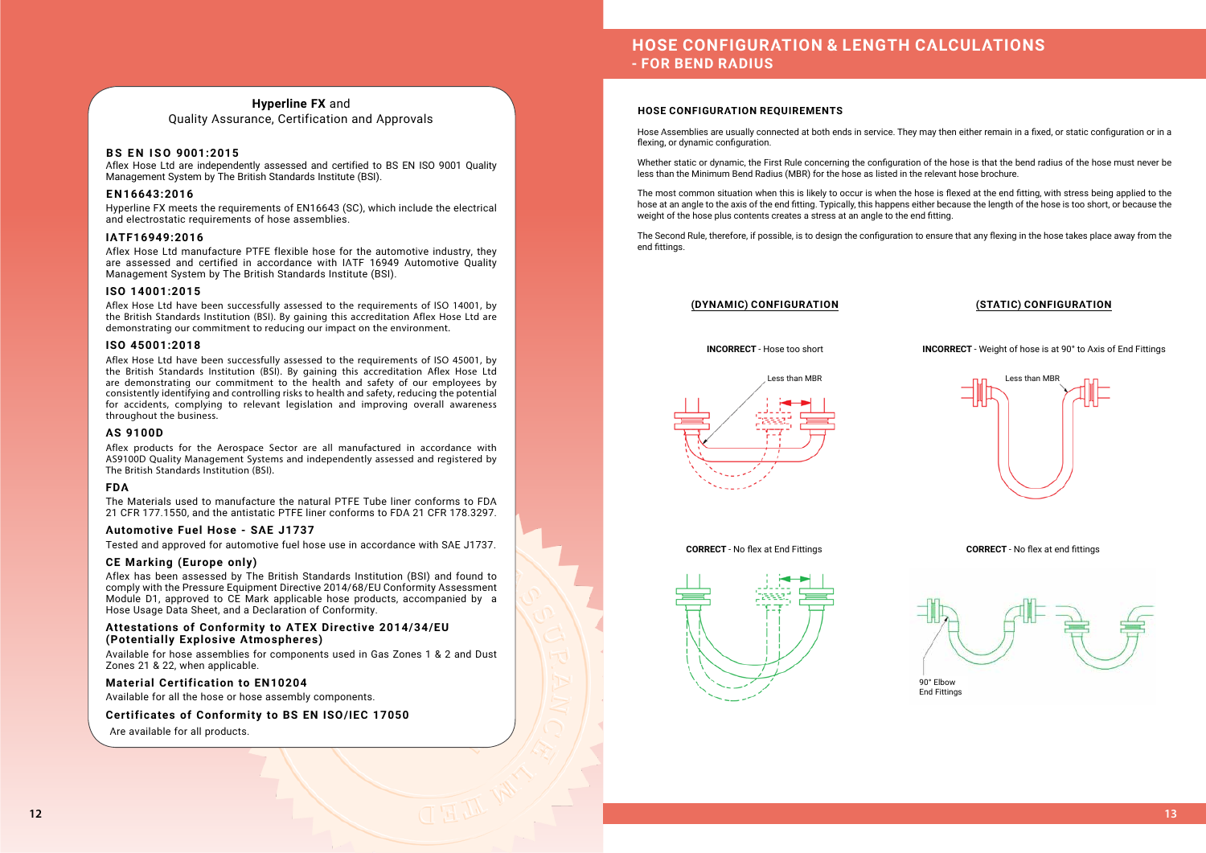**Hyperline FX** and
Quality Assurance, Certification and Approvals

**BS EN ISO 9001:2015**
Aflex Hose Ltd are independently assessed and certified to BS EN ISO 9001 Quality Management System by The British Standards Institute (BSI).

**EN16643:2016**
Hyperline FX meets the requirements of EN16643 (SC), which include the electrical and electrostatic requirements of hose assemblies.

**IATF16949:2016**
Aflex Hose Ltd manufacture PTFE flexible hose for the automotive industry, they are assessed and certified in accordance with IATF 16949 Automotive Quality Management System by The British Standards Institute (BSI).

**ISO 14001:2015**
Aflex Hose Ltd have been successfully assessed to the requirements of ISO 14001, by the British Standards Institution (BSI). By gaining this accreditation Aflex Hose Ltd are demonstrating our commitment to reducing our impact on the environment.

**ISO 45001:2018**
Aflex Hose Ltd have been successfully assessed to the requirements of ISO 45001, by the British Standards Institution (BSI). By gaining this accreditation Aflex Hose Ltd are demonstrating our commitment to the health and safety of our employees by consistently identifying and controlling risks to health and safety, reducing the potential for accidents, complying to relevant legislation and improving overall awareness throughout the business.

**AS 9100D**
Aflex products for the Aerospace Sector are all manufactured in accordance with AS9100D Quality Management Systems and independently assessed and registered by The British Standards Institution (BSI).

**FDA**
The Materials used to manufacture the natural PTFE Tube liner conforms to FDA 21 CFR 177.1550, and the antistatic PTFE liner conforms to FDA 21 CFR 178.3297.

**Automotive Fuel Hose - SAE J1737**
Tested and approved for automotive fuel hose use in accordance with SAE J1737.

**CE Marking (Europe only)**
Aflex has been assessed by The British Standards Institution (BSI) and found to comply with the Pressure Equipment Directive 2014/68/EU Conformity Assessment Module D1, approved to CE Mark applicable hose products, accompanied by a Hose Usage Data Sheet, and a Declaration of Conformity.

**Attestations of Conformity to ATEX Directive 2014/34/EU (Potentially Explosive Atmospheres)**
Available for hose assemblies for components used in Gas Zones 1 & 2 and Dust Zones 21 & 22, when applicable.

**Material Certification to EN10204**
Available for all the hose or hose assembly components.

**Certificates of Conformity to BS EN ISO/IEC 17050**
Are available for all products.

# HOSE CONFIGURATION & LENGTH CALCULATIONS - FOR BEND RADIUS

## HOSE CONFIGURATION REQUIREMENTS

Hose Assemblies are usually connected at both ends in service. They may then either remain in a fixed, or static configuration or in a flexing, or dynamic configuration.

Whether static or dynamic, the First Rule concerning the configuration of the hose is that the bend radius of the hose must never be less than the Minimum Bend Radius (MBR) for the hose as listed in the relevant hose brochure.

The most common situation when this is likely to occur is when the hose is flexed at the end fitting, with stress being applied to the hose at an angle to the axis of the end fitting. Typically, this happens either because the length of the hose is too short, or because the weight of the hose plus contents creates a stress at an angle to the end fitting.

The Second Rule, therefore, if possible, is to design the configuration to ensure that any flexing in the hose takes place away from the end fittings.

**(DYNAMIC) CONFIGURATION**

**INCORRECT** - Hose too short

Less than MBR

**CORRECT** - No flex at End Fittings

**(STATIC) CONFIGURATION**

**INCORRECT** - Weight of hose is at 90° to Axis of End Fittings

Less than MBR

**CORRECT** - No flex at end fittings

90° Elbow End Fittings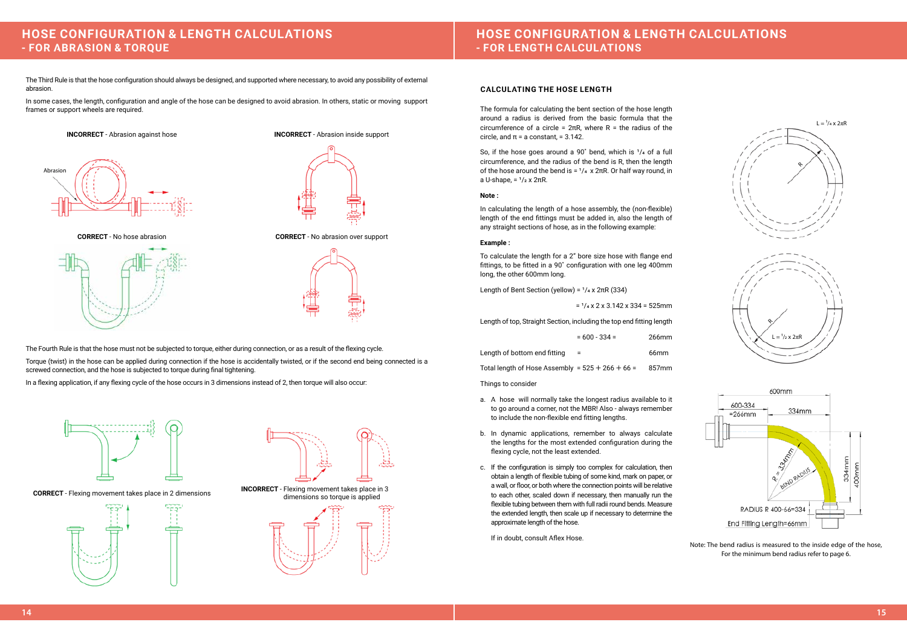# HOSE CONFIGURATION & LENGTH CALCULATIONS
## - FOR ABRASION & TORQUE

The Third Rule is that the hose configuration should always be designed, and supported where necessary, to avoid any possibility of external abrasion.

In some cases, the length, configuration and angle of the hose can be designed to avoid abrasion. In others, static or moving support frames or support wheels are required.

**INCORRECT** - Abrasion against hose

Abrasion

**INCORRECT** - Abrasion inside support

**CORRECT** - No hose abrasion

**CORRECT** - No abrasion over support

The Fourth Rule is that the hose must not be subjected to torque, either during connection, or as a result of the flexing cycle.

Torque (twist) in the hose can be applied during connection if the hose is accidentally twisted, or if the second end being connected is a screwed connection, and the hose is subjected to torque during final tightening.

In a flexing application, if any flexing cycle of the hose occurs in 3 dimensions instead of 2, then torque will also occur:

**CORRECT** - Flexing movement takes place in 2 dimensions

**INCORRECT** - Flexing movement takes place in 3 dimensions so torque is applied

# HOSE CONFIGURATION & LENGTH CALCULATIONS
## - FOR LENGTH CALCULATIONS

### CALCULATING THE HOSE LENGTH

The formula for calculating the bent section of the hose length around a radius is derived from the basic formula that the circumference of a circle = $2\pi R$, where R = the radius of the circle, and $\pi$ = a constant, = 3.142.

So, if the hose goes around a 90˚ bend, which is $^1/_4$ of a full circumference, and the radius of the bend is R, then the length of the hose around the bend is = $^1/_4 \times 2\pi R$. Or half way round, in a U-shape, = $^1/_2 \times 2\pi R$.

**Note :**

In calculating the length of a hose assembly, the (non-flexible) length of the end fittings must be added in, also the length of any straight sections of hose, as in the following example:

**Example :**

To calculate the length for a 2" bore size hose with flange end fittings, to be fitted in a 90˚ configuration with one leg 400mm long, the other 600mm long.

Length of Bent Section (yellow) = $^1/_4 \times 2\pi R$ (334)

= $^1/_4 \times 2 \times 3.142 \times 334$ = 525mm

Length of top, Straight Section, including the top end fitting length

= 600 - 334 = 266mm

Length of bottom end fitting = 66mm

Total length of Hose Assembly = 525 + 266 + 66 = 857mm

Things to consider

a. A hose will normally take the longest radius available to it to go around a corner, not the MBR! Also - always remember to include the non-flexible end fitting lengths.

b. In dynamic applications, remember to always calculate the lengths for the most extended configuration during the flexing cycle, not the least extended.

c. If the configuration is simply too complex for calculation, then obtain a length of flexible tubing of some kind, mark on paper, or a wall, or floor, or both where the connection points will be relative to each other, scaled down if necessary, then manually run the flexible tubing between them with full radii round bends. Measure the extended length, then scale up if necessary to determine the approximate length of the hose.

If in doubt, consult Aflex Hose.

$L = ^1/_4 \times 2\pi R$

R

R

$L = ^1/_2 \times 2\pi R$

600mm

600-334 =266mm

334mm

R = 334mm

BEND RADIUS

334mm

400mm

RADIUS R 400-66=334

End Fitting Length=66mm

Note: The bend radius is measured to the inside edge of the hose, For the minimum bend radius refer to page 6.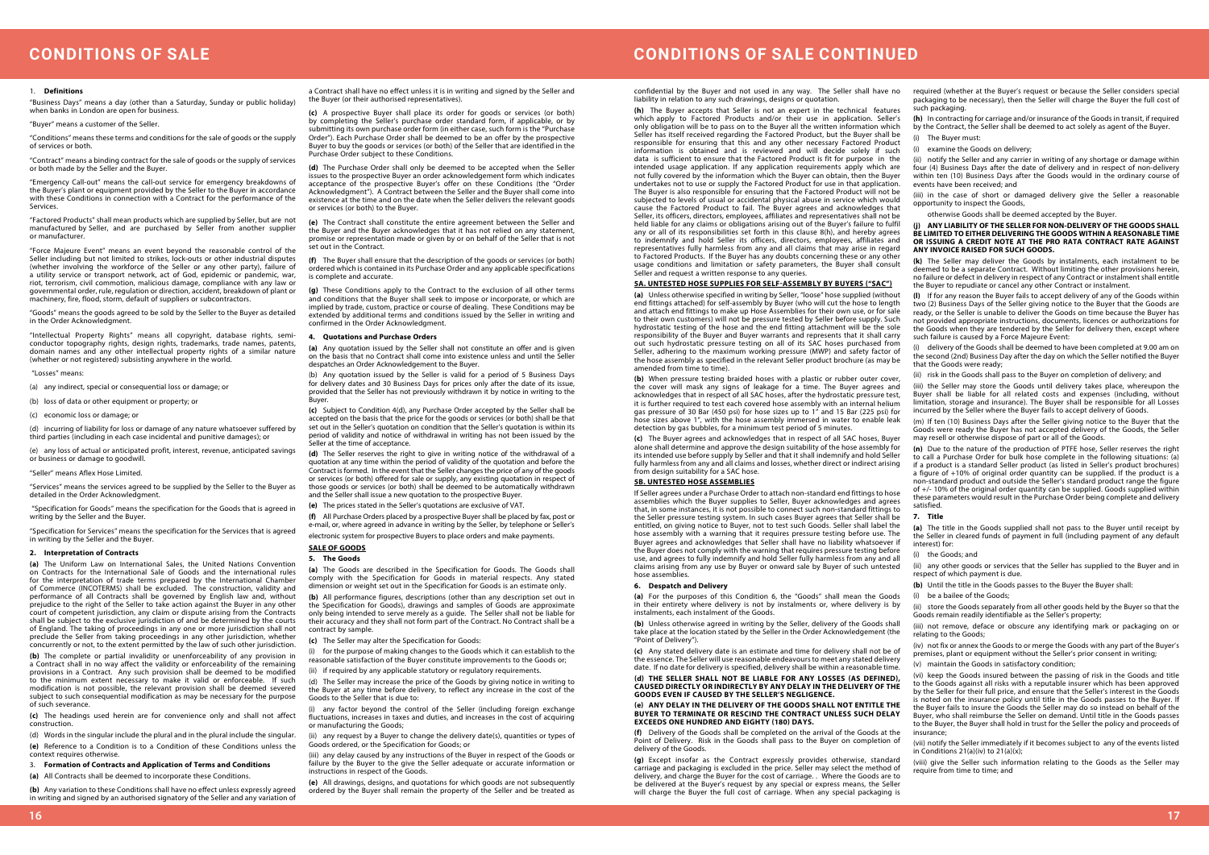# CONDITIONS OF SALE

## 1. Definitions

"Business Days" means a day (other than a Saturday, Sunday or public holiday) when banks in London are open for business.

"Buyer" means a customer of the Seller.

"Conditions" means these terms and conditions for the sale of goods or the supply of services or both.

"Contract" means a binding contract for the sale of goods or the supply of services or both made by the Seller and the Buyer.

"Emergency Call-out" means the call-out service for emergency breakdowns of the Buyer's plant or equipment provided by the Seller to the Buyer in accordance with these Conditions in connection with a Contract for the performance of the Services.

"Factored Products" shall mean products which are supplied by Seller, but are not manufactured by Seller, and are purchased by Seller from another supplier or manufacturer.

"Force Majeure Event" means an event beyond the reasonable control of the Seller including but not limited to strikes, lock-outs or other industrial disputes (whether involving the workforce of the Seller or any other party), failure of a utility service or transport network, act of God, epidemic or pandemic, war, riot, terrorism, civil commotion, malicious damage, compliance with any law or governmental order, rule, regulation or direction, accident, breakdown of plant or machinery, fire, flood, storm, default of suppliers or subcontractors.

"Goods" means the goods agreed to be sold by the Seller to the Buyer as detailed in the Order Acknowledgment.

"Intellectual Property Rights" means all copyright, database rights, semi-conductor topography rights, design rights, trademarks, trade names, patents, domain names and any other intellectual property rights of a similar nature (whether or not registered) subsisting anywhere in the world.

"Losses" means:

(a) any indirect, special or consequential loss or damage; or

(b) loss of data or other equipment or property; or

(c) economic loss or damage; or

(d) incurring of liability for loss or damage of any nature whatsoever suffered by third parties (including in each case incidental and punitive damages); or

(e) any loss of actual or anticipated profit, interest, revenue, anticipated savings or business or damage to goodwill.

"Seller" means Aflex Hose Limited.

"Services" means the services agreed to be supplied by the Seller to the Buyer as detailed in the Order Acknowledgment.

"Specification for Goods" means the specification for the Goods that is agreed in writing by the Seller and the Buyer.

"Specification for Services" means the specification for the Services that is agreed in writing by the Seller and the Buyer.

## 2. Interpretation of Contracts

**(a)** The Uniform Law on International Sales, the United Nations Convention on Contracts for the International Sale of Goods and the international rules for the interpretation of trade terms prepared by the International Chamber of Commerce (INCOTERMS) shall be excluded. The construction, validity and performance of all Contracts shall be governed by English law and, without prejudice to the right of the Seller to take action against the Buyer in any other court of competent jurisdiction, any claim or dispute arising from the Contracts shall be subject to the exclusive jurisdiction of and be determined by the courts of England. The taking of proceedings in any one or more jurisdiction shall not preclude the Seller from taking proceedings in any other jurisdiction, whether concurrently or not, to the extent permitted by the law of such other jurisdiction.

**(b)** The complete or partial invalidity or unenforceability of any provision in a Contract shall in no way affect the validity or enforceability of the remaining provisions in a Contract. Any such provision shall be deemed to be modified to the minimum extent necessary to make it valid or enforceable. If such modification is not possible, the relevant provision shall be deemed severed subject to such consequential modification as may be necessary for the purpose of such severance.

**(c)** The headings used herein are for convenience only and shall not affect construction.

(d) Words in the singular include the plural and in the plural include the singular.

**(e)** Reference to a Condition is to a Condition of these Conditions unless the context requires otherwise.

## 3. Formation of Contracts and Application of Terms and Conditions

**(a)** All Contracts shall be deemed to incorporate these Conditions.

**(b)** Any variation to these Conditions shall have no effect unless expressly agreed in writing and signed by an authorised signatory of the Seller and any variation of a Contract shall have no effect unless it is in writing and signed by the Seller and the Buyer (or their authorised representatives).

**(c)** A prospective Buyer shall place its order for goods or services (or both) by completing the Seller's purchase order standard form, if applicable, or by submitting its own purchase order form (in either case, such form is the "Purchase Order"). Each Purchase Order shall be deemed to be an offer by the prospective Buyer to buy the goods or services (or both) of the Seller that are identified in the Purchase Order subject to these Conditions.

**(d)** The Purchase Order shall only be deemed to be accepted when the Seller issues to the prospective Buyer an order acknowledgement form which indicates acceptance of the prospective Buyer's offer on these Conditions (the "Order Acknowledgment"). A Contract between the Seller and the Buyer shall come into existence at the time and on the date when the Seller delivers the relevant goods or services (or both) to the Buyer.

**(e)** The Contract shall constitute the entire agreement between the Seller and the Buyer and the Buyer acknowledges that it has not relied on any statement, promise or representation made or given by or on behalf of the Seller that is not set out in the Contract.

**(f)** The Buyer shall ensure that the description of the goods or services (or both) ordered which is contained in its Purchase Order and any applicable specifications is complete and accurate.

**(g)** These Conditions apply to the Contract to the exclusion of all other terms and conditions that the Buyer shall seek to impose or incorporate, or which are implied by trade, custom, practice or course of dealing. These Conditions may be extended by additional terms and conditions issued by the Seller in writing and confirmed in the Order Acknowledgment.

## 4. Quotations and Purchase Orders

**(a)** Any quotation issued by the Seller shall not constitute an offer and is given on the basis that no Contract shall come into existence unless and until the Seller despatches an Order Acknowledgement to the Buyer.

(b) Any quotation issued by the Seller is valid for a period of 5 Business Days for delivery dates and 30 Business Days for prices only after the date of its issue, provided that the Seller has not previously withdrawn it by notice in writing to the Buyer.

**(c)** Subject to Condition 4(d), any Purchase Order accepted by the Seller shall be accepted on the basis that the price for the goods or services (or both) shall be that set out in the Seller's quotation on condition that the Seller's quotation is within its period of validity and notice of withdrawal in writing has not been issued by the Seller at the time of acceptance.

**(d)** The Seller reserves the right to give in writing notice of the withdrawal of a quotation at any time within the period of validity of the quotation and before the Contract is formed. In the event that the Seller changes the price of any of the goods or services (or both) offered for sale or supply, any existing quotation in respect of those goods or services (or both) shall be deemed to be automatically withdrawn and the Seller shall issue a new quotation to the prospective Buyer.

**(e)** The prices stated in the Seller's quotations are exclusive of VAT.

**(f)** All Purchase Orders placed by a prospective Buyer shall be placed by fax, post or e-mail, or, where agreed in advance in writing by the Seller, by telephone or Seller's electronic system for prospective Buyers to place orders and make payments.

## SALE OF GOODS

## 5. The Goods

**(a)** The Goods are described in the Specification for Goods. The Goods shall comply with the Specification for Goods in material respects. Any stated dimension or weight set out in the Specification for Goods is an estimate only.

**(b)** All performance figures, descriptions (other than any description set out in the Specification for Goods), drawings and samples of Goods are approximate only being intended to serve merely as a guide. The Seller shall not be liable for their accuracy and they shall not form part of the Contract. No Contract shall be a contract by sample.

**(c)** The Seller may alter the Specification for Goods:

(i) for the purpose of making changes to the Goods which it can establish to the reasonable satisfaction of the Buyer constitute improvements to the Goods or;

(ii) if required by any applicable statutory or regulatory requirements.

(d) The Seller may increase the price of the Goods by giving notice in writing to the Buyer at any time before delivery, to reflect any increase in the cost of the Goods to the Seller that is due to:

(i) any factor beyond the control of the Seller (including foreign exchange fluctuations, increases in taxes and duties, and increases in the cost of acquiring or manufacturing the Goods;

(ii) any request by a Buyer to change the delivery date(s), quantities or types of Goods ordered, or the Specification for Goods; or

(iii) any delay caused by any instructions of the Buyer in respect of the Goods or failure by the Buyer to the give the Seller adequate or accurate information or instructions in respect of the Goods.

**(e)** All drawings, designs, and quotations for which goods are not subsequently ordered by the Buyer shall remain the property of the Seller and be treated as confidential by the Buyer and not used in any way. The Seller shall have no liability in relation to any such drawings, designs or quotation.

**(h)** The Buyer accepts that Seller is not an expert in the technical features which apply to Factored Products and/or their use in application. Seller's only obligation will be to pass on to the Buyer all the written information which Seller has itself received regarding the Factored Product, but the Buyer shall be responsible for ensuring that this and any other necessary Factored Product information is obtained and is reviewed and will decide solely if such data is sufficient to ensure that the Factored Product is fit for purpose in the intended usage application. If any application requirements apply which are not fully covered by the information which the Buyer can obtain, then the Buyer undertakes not to use or supply the Factored Product for use in that application. The Buyer is also responsible for ensuring that the Factored Product will not be subjected to levels of usual or accidental physical abuse in service which would cause the Factored Product to fail. The Buyer agrees and acknowledges that Seller, its officers, directors, employees, affiliates and representatives shall not be held liable for any claims or obligations arising out of the Buyer's failure to fulfil any or all of its responsibilities set forth in this clause 8(h), and hereby agrees to indemnify and hold Seller its officers, directors, employees, affiliates and representatives fully harmless from any and all claims that may arise in regard to Factored Products. If the Buyer has any doubts concerning these or any other usage conditions and limitation or safety parameters, the Buyer shall consult Seller and request a written response to any queries.

## 5A. UNTESTED HOSE SUPPLIES FOR SELF-ASSEMBLY BY BUYERS ("SAC")

**(a)** Unless otherwise specified in writing by Seller, "loose" hose supplied (without end fittings attached) for self-assembly by Buyer (who will cut the hose to length and attach end fittings to make up Hose Assemblies for their own use, or for sale to their own customers) will not be pressure tested by Seller before supply. Such hydrostatic testing of the hose and the end fitting attachment will be the sole responsibility of the Buyer and Buyer warrants and represents that it shall carry out such hydrostatic pressure testing on all of its SAC hoses purchased from Seller, adhering to the maximum working pressure (MWP) and safety factor of the hose assembly as specified in the relevant Seller product brochure (as may be amended from time to time).

**(b)** When pressure testing braided hoses with a plastic or rubber outer cover, the cover will mask any signs of leakage for a time. The Buyer agrees and acknowledges that in respect of all SAC hoses, after the hydrostatic pressure test, it is further required to test each covered hose assembly with an internal helium gas pressure of 30 Bar (450 psi) for hose sizes up to 1" and 15 Bar (225 psi) for hose sizes above 1", with the hose assembly immersed in water to enable leak detection by gas bubbles, for a minimum test period of 5 minutes.

**(c)** The Buyer agrees and acknowledges that in respect of all SAC hoses, Buyer alone shall determine and approve the design suitability of the hose assembly for its intended use before supply by Seller and that it shall indemnify and hold Seller fully harmless from any and all claims and losses, whether direct or indirect arising from design suitability for a SAC hose.

## 5B. UNTESTED HOSE ASSEMBLIES

If Seller agrees under a Purchase Order to attach non-standard end fittings to hose assemblies which the Buyer supplies to Seller, Buyer acknowledges and agrees that, in some instances, it is not possible to connect such non-standard fittings to the Seller pressure testing system. In such cases Buyer agrees that Seller shall be entitled, on giving notice to Buyer, not to test such Goods. Seller shall label the hose assembly with a warning that it requires pressure testing before use. The Buyer agrees and acknowledges that Seller shall have no liability whatsoever if the Buyer does not comply with the warning that requires pressure testing before use, and agrees to fully indemnify and hold Seller fully harmless from any and all claims arising from any use by Buyer or onward sale by Buyer of such untested hose assemblies.

## 6. Despatch and Delivery

**(a)** For the purposes of this Condition 6, the "Goods" shall mean the Goods in their entirety where delivery is not by instalments or, where delivery is by instalments, each instalment of the Goods.

**(b)** Unless otherwise agreed in writing by the Seller, delivery of the Goods shall take place at the location stated by the Seller in the Order Acknowledgement (the "Point of Delivery").

**(c)** Any stated delivery date is an estimate and time for delivery shall not be of the essence. The Seller will use reasonable endeavours to meet any stated delivery date. If no date for delivery is specified, delivery shall be within a reasonable time.

**(d) THE SELLER SHALL NOT BE LIABLE FOR ANY LOSSES (AS DEFINED), CAUSED DIRECTLY OR INDIRECTLY BY ANY DELAY IN THE DELIVERY OF THE GOODS EVEN IF CAUSED BY THE SELLER'S NEGLIGENCE.**

**(e) ANY DELAY IN THE DELIVERY OF THE GOODS SHALL NOT ENTITLE THE BUYER TO TERMINATE OR RESCIND THE CONTRACT UNLESS SUCH DELAY EXCEEDS ONE HUNDRED AND EIGHTY (180) DAYS.**

**(f)** Delivery of the Goods shall be completed on the arrival of the Goods at the Point of Delivery. Risk in the Goods shall pass to the Buyer on completion of delivery of the Goods.

**(g)** Except insofar as the Contract expressly provides otherwise, standard carriage and packaging is excluded in the price. Seller may select the method of delivery, and charge the Buyer for the cost of carriage. . Where the Goods are to be delivered at the Buyer's request by any special or express means, the Seller will charge the Buyer the full cost of carriage. When any special packaging is required (whether at the Buyer's request or because the Seller considers special packaging to be necessary), then the Seller will charge the Buyer the full cost of such packaging.

**(h)** In contracting for carriage and/or insurance of the Goods in transit, if required by the Contract, the Seller shall be deemed to act solely as agent of the Buyer.

(i) The Buyer must:

(i) examine the Goods on delivery;

(ii) notify the Seller and any carrier in writing of any shortage or damage within two (2) Business Days after the date of delivery and in respect of non-delivery within ten (10) Business Days after the Goods would in the ordinary course of events have been received; and

(iii) in the case of short or damaged delivery give the Seller a reasonable opportunity to inspect the Goods,

otherwise Goods shall be deemed accepted by the Buyer.

**(j) ANY LIABILITY OF THE SELLER FOR NON-DELIVERY OF THE GOODS SHALL BE LIMITED TO EITHER DELIVERING THE GOODS WITHIN A REASONABLE TIME OR ISSUING A CREDIT NOTE AT THE PRO RATA CONTRACT RATE AGAINST ANY INVOICE RAISED FOR SUCH GOODS.**

**(k)** The Seller may deliver the Goods by instalments, each instalment to be deemed to be a separate Contract. Without limiting the other provisions herein, no failure or defect in delivery in respect of any Contract or instalment shall entitle the Buyer to repudiate or cancel any other Contract or instalment.

**(l)** If for any reason the Buyer fails to accept delivery of any of the Goods within two (2) Business Days of the Seller giving notice to the Buyer that the Goods are ready, or the Seller is unable to deliver the Goods on time because the Buyer has not provided appropriate instructions, documents, licences or authorizations for the Goods when they are tendered by the Seller for delivery then, except where such failure is caused by a Force Majeure Event:

(i) delivery of the Goods shall be deemed to have been completed at 9.00 am on the second (2nd) Business Day after the day on which the Seller notified the Buyer that the Goods were ready;

(ii) risk in the Goods shall pass to the Buyer on completion of delivery; and

(iii) the Seller may store the Goods until delivery takes place, whereupon the Buyer shall be liable for all related costs and expenses (including, without limitation, storage and insurance). The Buyer shall be responsible for all Losses incurred by the Seller where the Buyer fails to accept delivery of Goods.

(m) If ten (10) Business Days after the Seller giving notice to the Buyer that the Goods were ready the Buyer has not accepted delivery of the Goods, the Seller may resell or otherwise dispose of part or all of the Goods.

**(n)** Due to the nature of the production of PTFE hose, Seller reserves the right to call a Purchase Order for bulk hose complete in the following situations: (a) if a product is a standard Seller product (as listed in Seller's product brochures) a figure of +10% of original order quantity can be supplied. If the product is a non-standard product and outside the Seller's standard product range the figure of +/- 10% of the original order quantity can be supplied. Goods supplied within these parameters would result in the Purchase Order being complete and delivery satisfied.

## 7. Title

**(a)** The title in the Goods supplied shall not pass to the Buyer until receipt by the Seller in cleared funds of payment in full (including payment of any default interest) for:

(i) the Goods; and

(ii) any other goods or services that the Seller has supplied to the Buyer and in respect of which payment is due.

**(b)** Until the title in the Goods passes to the Buyer the Buyer shall:

(i) be a bailee of the Goods;

(ii) store the Goods separately from all other goods held by the Buyer so that the Goods remain readily identifiable as the Seller's property;

(iii) not remove, deface or obscure any identifying mark or packaging on or relating to the Goods;

(iv) not fix or annex the Goods to or merge the Goods with any part of the Buyer's premises, plant or equipment without the Seller's prior consent in writing;

(v) maintain the Goods in satisfactory condition;

(vi) keep the Goods insured between the passing of risk in the Goods and title to the Goods against all risks with a reputable insurer which has been approved by the Seller for their full price, and ensure that the Seller's interest in the Goods is noted on the insurance policy until title in the Goods passes to the Buyer. If the Buyer fails to insure the Goods the Seller may do so instead on behalf of the Buyer, who shall reimburse the Seller on demand. Until title in the Goods passes to the Buyer, the Buyer shall hold in trust for the Seller the policy and proceeds of insurance;

(vii) notify the Seller immediately if it becomes subject to any of the events listed in Conditions 21(a)(iv) to 21(a)(x);

(viii) give the Seller such information relating to the Goods as the Seller may require from time to time; and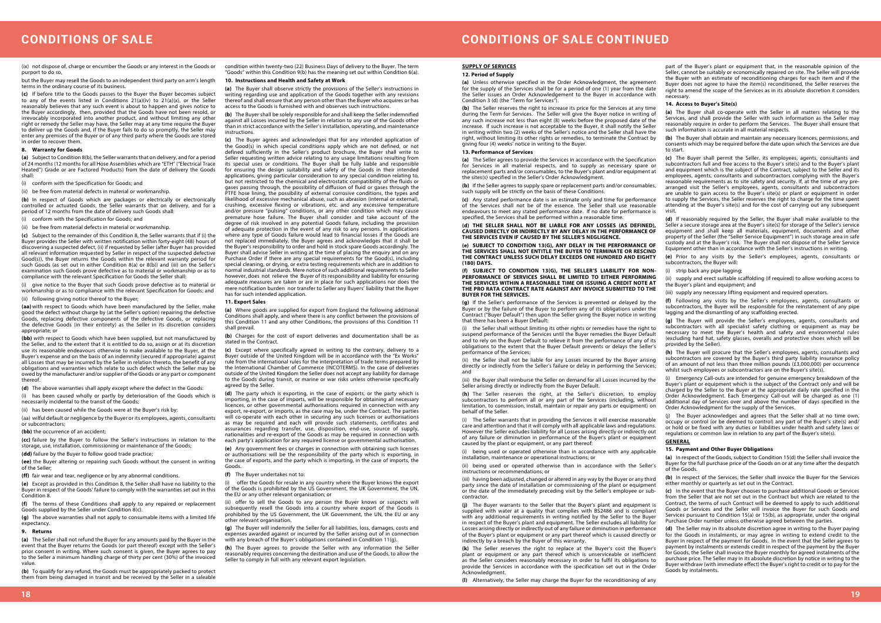(ix) not dispose of, charge or encumber the Goods or any interest in the Goods or purport to do so,

but the Buyer may resell the Goods to an independent third party on arm's length terms in the ordinary course of its business.

**(c)** If before title to the Goods passes to the Buyer the Buyer becomes subject to any of the events listed in Conditions 21(a)(iv) to 21(a)(x), or the Seller reasonably believes that any such event is about to happen and gives notice to the Buyer accordingly, then, provided that the Goods have not been resold, or irrevocably incorporated into another product, and without limiting any other right or remedy the Seller may have, the Seller may at any time require the Buyer to deliver up the Goods and, if the Buyer fails to do so promptly, the Seller may enter any premises of the Buyer or of any third party where the Goods are stored in order to recover them.

## 8. Warranty for Goods

**(a)** Subject to Condition 8(b), the Seller warrants that on delivery, and for a period of 24 months (12 months for all Hose Assemblies which are "ETH" ("Electrical Trace Heated") Grade or are Factored Products) from the date of delivery the Goods shall:

(i) conform with the Specification for Goods; and

(ii) be free from material defects in material or workmanship.

**(b)** In respect of Goods which are packages or electrically or electronically controlled or actuated Goods, the Seller warrants that on delivery, and for a period of 12 months from the date of delivery such Goods shall:

(i) conform with the Specification for Goods; and

(ii) be free from material defects in material or workmanship.

**(c)** Subject to the remainder of this Condition 8, the Seller warrants that if (i) the Buyer provides the Seller with written notification within forty-eight (48) hours of discovering a suspected defect, (ii) if requested by Seller (after Buyer has provided all relevant information requested by Seller in respect of the suspected defective Good(s)), the Buyer returns the Goods within the relevant warranty period for such Goods (as set out in either Condition 8(a) or 8(b)) and (iii) on the Seller's examination such Goods prove defective as to material or workmanship or as to compliance with the relevant Specification for Goods the Seller shall:

(i) give notice to the Buyer that such Goods prove defective as to material or workmanship or as to compliance with the relevant Specification for Goods; and

(ii) following giving notice thereof to the Buyer;

**(aa)** with respect to Goods which have been manufactured by the Seller, make good the defect without charge by (at the Seller's option) repairing the defective Goods, replacing defective components of the defective Goods, or replacing the defective Goods (in their entirety) as the Seller in its discretion considers appropriate; or

**(bb)** with respect to Goods which have been supplied, but not manufactured by the Seller, and to the extent that it is entitled to do so, assign or at its discretion use its reasonable endeavours otherwise to make available to the Buyer, at the Buyer's expense and on the basis of an indemnity (secured if appropriate) against all Losses that may be incurred by the Seller in relation thereto, the benefit of any obligations and warranties which relate to such defect which the Seller may be owed by the manufacturer and/or supplier of the Goods or any part or component thereof.

**(d)** The above warranties shall apply except where the defect in the Goods:

(i) has been caused wholly or partly by deterioration of the Goods which is necessarily incidental to the transit of the Goods;

(ii) has been caused while the Goods were at the Buyer's risk by:

(aa) wilful default or negligence by the Buyer or its employees, agents, consultants or subcontractors;

**(bb)** the occurrence of an accident;

**(cc)** failure by the Buyer to follow the Seller's instructions in relation to the storage, use, installation, commissioning or maintenance of the Goods;

**(dd)** failure by the Buyer to follow good trade practice;

**(ee)** the Buyer altering or repairing such Goods without the consent in writing of the Seller;

**(ff)** fair wear and tear, negligence or by any abnormal conditions.

**(e)** Except as provided in this Condition 8, the Seller shall have no liability to the Buyer in respect of the Goods' failure to comply with the warranties set out in this Condition 8.

**(f)** The terms of these Conditions shall apply to any repaired or replacement Goods supplied by the Seller under Condition 8(c).

**(g)** The above warranties shall not apply to consumable items with a limited life expectancy.

## 9. Returns

**(a)** The Seller shall not refund the Buyer for any amounts paid by the Buyer in the event that the Buyer returns the Goods (or part thereof) except with the Seller's prior consent in writing. Where such consent is given, the Buyer agrees to pay to the Seller a minimum handling charge of thirty per cent (30%) of the invoiced value.

**(b)** To qualify for any refund, the Goods must be appropriately packed to protect them from being damaged in transit and be received by the Seller in a saleable condition within twenty-two (22) Business Days of delivery to the Buyer. The term "Goods" within this Condition 9(b) has the meaning set out within Condition 6(a).

## 10. Instructions and Health and Safety at Work

**(a)** The Buyer shall observe strictly the provisions of the Seller's instructions in writing regarding use and application of the Goods together with any revisions thereof and shall ensure that any person other than the Buyer who acquires or has access to the Goods is furnished with and observes such instructions.

**(b)** The Buyer shall be solely responsible for and shall keep the Seller indemnified against all Losses incurred by the Seller in relation to any use of the Goods other than in strict accordance with the Seller's installation, operating, and maintenance instructions.

**(c)** The Buyer agrees and acknowledges that for any intended application of the Good(s) in which special conditions apply which are not defined, or not defined sufficiently in the Seller's product brochure, the Buyer shall write to Seller requesting written advice relating to any usage limitations resulting from its special uses or conditions. The Buyer shall be fully liable and responsible for ensuring the design suitability and safety of the Goods in their intended applications, giving particular consideration to any special condition relating to, but not restricted to the chemical and electrostatic compatibility of the fluids or gases passing through, the possibility of diffusion of fluid or gases through the PTFE hose lining, the possibility of external corrosive conditions, the types and likelihood of excessive mechanical abuse, such as abrasion (internal or external), crushing, excessive flexing or vibrations, etc. and any excessive temperature and/or pressure "pulsing" conditions, or any other condition which may cause premature hose failure. The Buyer shall consider and take account of the degree of risk involved in any potential Goods failure, including the provision of adequate protection in the event of any risk to any persons. In applications where any type of Goods failure would lead to financial losses if the Goods are not replaced immediately, the Buyer agrees and acknowledges that it shall be the Buyer's responsibility to order and hold in stock spare Goods accordingly. The Buyer shall advise Seller in writing at the time of placing the enquiry and on any Purchase Order if there are any special requirements for the Good(s), including special cleaning, or drying, or extra testing requirements which are in addition to normal industrial standards. Mere notice of such additional requirements to Seller however, does not relieve the Buyer of its responsibility and liability for ensuring adequate measures are taken or are in place for such applications nor does the mere notification burden nor transfer to Seller any Buyers' liability that the Buyer has for such intended application.

## 11. Export Sales

**(a)** Where goods are supplied for export from England the following additional Conditions shall apply, and where there is any conflict between the provisions of this Condition 11 and any other Conditions, the provisions of this Condition 11 shall prevail.

**(b)** Charges for the cost of export deliveries and documentation shall be as stated in the Contract.

**(c)** Except where specifically agreed in writing to the contrary, delivery to a Buyer outside of the United Kingdom will be in accordance with the "Ex Works" rule from the international rules for the interpretation of trade terms prepared by the International Chamber of Commerce (INCOTERMS). In the case of deliveries outside of the United Kingdom the Seller does not accept any liability for damage to the Goods during transit, or marine or war risks unless otherwise specifically agreed by the Seller.

**(d)** The party which is exporting, in the case of exports, or the party which is importing, in the case of imports, will be responsible for obtaining all necessary licences, or other governmental authorisations required in connection with any export, re-export, or imports, as the case may be, under the Contract. The parties will co-operate with each other in securing any such licenses or authorisations as may be required and each will provide such statements, certificates and assurances regarding transfer, use, disposition, end-use, source of supply, nationalities and re-export of the Goods as may be required in connection with each party's application for any required license or governmental authorisation.

**(e)** Any government fees or charges in connection with obtaining such licenses or authorisations will be the responsibility of the party which is exporting, in the case of exports, and the party which is importing, in the case of imports, the Goods.

**(f)** The Buyer undertakes not to:

(i) offer the Goods for resale in any country where the Buyer knows the export of the Goods is prohibited by the US Government, the UK Government, the UN, the EU or any other relevant organisation; or

(ii) offer to sell the Goods to any person the Buyer knows or suspects will subsequently resell the Goods into a country where export of the Goods is prohibited by the US Government, the UK Government, the UN, the EU or any other relevant organisation.

**(g)** The Buyer will indemnify the Seller for all liabilities, loss, damages, costs and expenses awarded against or incurred by the Seller arising out of in connection with any breach of the Buyer's obligations contained in Condition 11(g).

**(h)** The Buyer agrees to provide the Seller with any information the Seller reasonably requires concerning the destination and use of the Goods, to allow the Seller to comply in full with any relevant export legislation.

## SUPPLY OF SERVICES

### 12. Period of Supply

**(a)** Unless otherwise specified in the Order Acknowledgment, the agreement for the supply of the Services shall be for a period of one (1) year from the date the Seller issues an Order Acknowledgement to the Buyer in accordance with Condition 3 (d) (the "Term for Services").

**(b)** The Seller reserves the right to increase its price for the Services at any time during the Term for Services. The Seller will give the Buyer notice in writing of any such increase not less than eight (8) weeks before the proposed date of the increase. If such increase is not acceptable to the Buyer, it shall notify the Seller in writing within two (2) weeks of the Seller's notice and the Seller shall have the right, without limiting its other rights or remedies, to terminate the Contract by giving four (4) weeks' notice in writing to the Buyer.

### 13. Performance of Services

**(a)** The Seller agrees to provide the Services in accordance with the Specification for Services in all material respects, and to supply as necessary spare or replacement parts and/or consumables, to the Buyer's plant and/or equipment at the sites(s) specified in the Seller's Order Acknowledgment.

**(b)** If the Seller agrees to supply spare or replacement parts and/or consumables, such supply will be strictly on the basis of these Conditions.

**(c)** Any stated performance date is an estimate only and time for performance of the Services shall not be of the essence. The Seller shall use reasonable endeavours to meet any stated performance date. If no date for performance is specified, the Services shall be performed within a reasonable time.

**(d) THE SELLER SHALL NOT BE LIABLE FOR ANY LOSSES (AS DEFINED), CAUSED DIRECTLY OR INDIRECTLY BY ANY DELAY IN THE PERFORMANCE OF THE SERVICES EVEN IF CAUSED BY THE SELLER'S NEGLIGENCE.**

**(e) SUBJECT TO CONDITION 13(G), ANY DELAY IN THE PERFORMANCE OF THE SERVICES SHALL NOT ENTITLE THE BUYER TO TERMINATE OR RESCIND THE CONTRACT UNLESS SUCH DELAY EXCEEDS ONE HUNDRED AND EIGHTY (180) DAYS.**

**(f) SUBJECT TO CONDITION 13(G), THE SELLER'S LIABILITY FOR NON-PERFORMANCE OF SERVICES SHALL BE LIMITED TO EITHER PERFORMING THE SERVICES WITHIN A REASONABLE TIME OR ISSUING A CREDIT NOTE AT THE PRO RATA CONTRACT RATE AGAINST ANY INVOICE SUBMITTED TO THE BUYER FOR THE SERVICES.**

**(g)** If the Seller's performance of the Services is prevented or delayed by the Buyer or by the failure of the Buyer to perform any of its obligations under the Contract ("Buyer Default") then upon the Seller giving the Buyer notice in writing that there has been a Buyer Default:

(i) the Seller shall without limiting its other rights or remedies have the right to suspend performance of the Services until the Buyer remedies the Buyer Default and to rely on the Buyer Default to relieve it from the performance of any of its obligations to the extent that the Buyer Default prevents or delays the Seller's performance of the Services;

(ii) the Seller shall not be liable for any Losses incurred by the Buyer arising directly or indirectly from the Seller's failure or delay in performing the Services; and

(iii) the Buyer shall reimburse the Seller on demand for all Losses incurred by the Seller arising directly or indirectly from the Buyer Default.

**(h)** The Seller reserves the right, at the Seller's discretion, to employ subcontractors to perform all or any part of the Services (including, without limitation, to commission, install, maintain or repair any parts or equipment) on behalf of the Seller.

(i) The Seller warrants that in providing the Services it will exercise reasonable care and attention and that it will comply with all applicable laws and regulations. However the Seller excludes liability for all Losses arising directly or indirectly out of any failure or diminution in performance of the Buyer's plant or equipment caused by the plant or equipment, or any part thereof:

(i) being used or operated otherwise than in accordance with any applicable installation, maintenance or operational instructions; or

(ii) being used or operated otherwise than in accordance with the Seller's instructions or recommendations; or

(iii) having been adjusted, changed or altered in any way by the Buyer or any third party since the date of installation or commissioning of the plant or equipment or the date of the immediately preceding visit by the Seller's employee or sub-contractor.

**(j)** The Buyer warrants to the Seller that the Buyer's plant and equipment is supplied with water at a quality that complies with BS2486 and is compliant with any additional requirements in writing notified by the Seller to the Buyer in respect of the Buyer's plant and equipment. The Seller excludes all liability for Losses arising directly or indirectly out of any failure or diminution in performance of the Buyer's plant or equipment or any part thereof which is caused directly or indirectly by a breach by the Buyer of this warranty.

**(k)** The Seller reserves the right to replace at the Buyer's cost the Buyer's plant or equipment or any part thereof which is unserviceable or inefficient as the Seller considers reasonably necessary in order to fulfil its obligations to provide the Services in accordance with the specification set out in the Order Acknowledgment.

**(l)** Alternatively, the Seller may charge the Buyer for the reconditioning of any part of the Buyer's plant or equipment that, in the reasonable opinion of the Seller, cannot be suitably or economically repaired on site. The Seller will provide the Buyer with an estimate of reconditioning charges for each item and if the Buyer does not agree to have the item(s) reconditioned, the Seller reserves the right to amend the scope of the Services as in its absolute discretion it considers necessary.

### 14. Access to Buyer's Site(s)

**(a)** The Buyer shall co-operate with the Seller in all matters relating to the Services, and shall provide the Seller with such information as the Seller may reasonably require in order to perform the Services. The Buyer shall ensure that such information is accurate in all material respects.

**(b)** The Buyer shall obtain and maintain any necessary licences, permissions, and consents which may be required before the date upon which the Services are due to start.

**(c)** The Buyer shall permit the Seller, its employees, agents, consultants and subcontractors full and free access to the Buyer's site(s) and to the Buyer's plant and equipment which is the subject of the Contract, subject to the Seller and its employees, agents, consultants and subcontractors complying with the Buyer's reasonable requirements as to site safety and security. If, at the time of any pre-arranged visit the Seller's employees, agents, consultants and subcontractors are unable to gain access to the Buyer's site(s) or plant or equipment in order to supply the Services, the Seller reserves the right to charge for the time spent attending at the Buyer's site(s) and for the cost of carrying out any subsequent visit.

**(d)** If reasonably required by the Seller, the Buyer shall make available to the Seller a secure storage area at the Buyer's site(s) for storage of the Seller's service equipment and shall keep all materials, equipment, documents and other property of the Seller (the "Seller Service Equipment") in such storage area in safe custody and at the Buyer's risk. The Buyer shall not dispose of the Seller Service Equipment other than in accordance with the Seller's instructions in writing.

**(e)** Prior to any visits by the Seller's employees, agents, consultants or subcontractors, the Buyer will:

(i) strip back any pipe lagging;

(ii) supply and erect suitable scaffolding (if required) to allow working access to the Buyer's plant and equipment; and

(iii) supply any necessary lifting equipment and required operators.

**(f)** Following any visits by the Seller's employees, agents, consultants or subcontractors, the Buyer will be responsible for the reinstatement of any pipe lagging and the dismantling of any scaffolding erected.

**(g)** The Buyer will provide the Seller's employees, agents, consultants and subcontractors with all specialist safety clothing or equipment as may be necessary to meet the Buyer's health and safety and environmental rules (excluding hard hat, safety glasses, overalls and protective shoes which will be provided by the Seller).

**(h)** The Buyer will procure that the Seller's employees, agents, consultants and subcontractors are covered by the Buyer's third party liability insurance policy of an amount of not less than three million pounds (£3,000,000) per occurrence whilst such employees or subcontractors are on the Buyer's site(s).

(i) Emergency Call-outs are intended for genuine emergency breakdown of the Buyer's plant or equipment which is the subject of the Contract only and will be charged by the Seller to the Buyer at the appropriate daily rate specified in the Order Acknowledgment. Each Emergency Call-out will be charged as one (1) additional day of Services over and above the number of days specified in the Order Acknowledgment for the supply of the Services.

(j) The Buyer acknowledges and agrees that the Seller shall at no time own, occupy or control (or be deemed to control) any part of the Buyer's site(s) and/or hold or be fixed with any duties or liabilities under health and safety laws or regulations or common law in relation to any part of the Buyer's site(s).

## GENERAL

### 15. Payment and Other Buyer Obligations

**(a)** In respect of the Goods, subject to Condition 15(d) the Seller shall invoice the Buyer for the full purchase price of the Goods on or at any time after the despatch of the Goods.

**(b)** In respect of the Services, the Seller shall invoice the Buyer for the Services either monthly or quarterly as set out in the Contract.

**(c)** In the event that the Buyer chooses to purchase additional Goods or Services from the Seller that are not set out in the Contract but which are related to the Contract, the terms of such Contract will be deemed to apply to such additional Goods or Services and the Seller will invoice the Buyer for such Goods and Services pursuant to Condition 15(a) or 15(b), as appropriate, under the original Purchase Order number unless otherwise agreed between the parties.

**(d)** The Seller may in its absolute discretion agree in writing to the Buyer paying for the Goods in instalments, or may agree in writing to extend credit to the Buyer in respect of the payment for Goods. In the event that the Seller agrees to payment by instalments or extends credit in respect of the payment by the Buyer for Goods, the Seller shall invoice the Buyer monthly for agreed instalments of the purchase price. The Seller may in its absolute discretion by notice in writing to the Buyer withdraw (with immediate effect) the Buyer's right to credit or to pay for the Goods by instalments.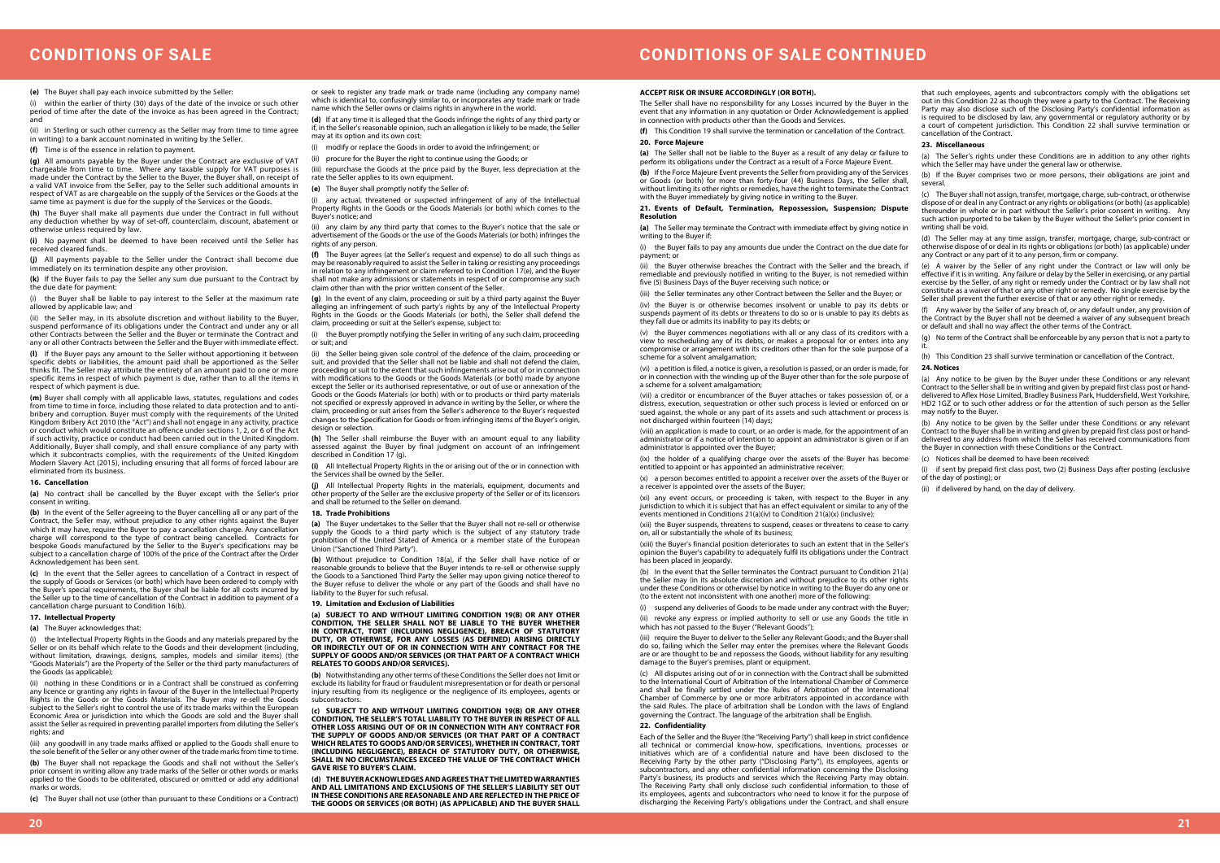**(e)** The Buyer shall pay each invoice submitted by the Seller:

(i) within the earlier of thirty (30) days of the date of the invoice or such other period of time after the date of the invoice as has been agreed in the Contract; and

(ii) in Sterling or such other currency as the Seller may from time to time agree in writing) to a bank account nominated in writing by the Seller.

**(f)** Time is of the essence in relation to payment.

**(g)** All amounts payable by the Buyer under the Contract are exclusive of VAT chargeable from time to time. Where any taxable supply for VAT purposes is made under the Contract by the Seller to the Buyer, the Buyer shall, on receipt of a valid VAT invoice from the Seller, pay to the Seller such additional amounts in respect of VAT as are chargeable on the supply of the Services or the Goods at the same time as payment is due for the supply of the Services or the Goods.

**(h)** The Buyer shall make all payments due under the Contract in full without any deduction whether by way of set-off, counterclaim, discount, abatement or otherwise unless required by law.

**(i)** No payment shall be deemed to have been received until the Seller has received cleared funds.

**(j)** All payments payable to the Seller under the Contract shall become due immediately on its termination despite any other provision.

**(k)** If the Buyer fails to pay the Seller any sum due pursuant to the Contract by the due date for payment:

(i) the Buyer shall be liable to pay interest to the Seller at the maximum rate allowed by applicable law; and

(ii) the Seller may, in its absolute discretion and without liability to the Buyer, suspend performance of its obligations under the Contract and under any or all other Contracts between the Seller and the Buyer or terminate the Contract and any or all other Contracts between the Seller and the Buyer with immediate effect.

**(l)** If the Buyer pays any amount to the Seller without apportioning it between specific debts or liabilities, the amount paid shall be apportioned as the Seller thinks fit. The Seller may attribute the entirety of an amount paid to one or more specific items in respect of which payment is due, rather than to all the items in respect of which payment is due.

**(m)** Buyer shall comply with all applicable laws, statutes, regulations and codes from time to time in force, including those related to data protection and to anti-bribery and corruption. Buyer must comply with the requirements of the United Kingdom Bribery Act 2010 (the "Act") and shall not engage in any activity, practice or conduct which would constitute an offence under sections 1, 2, or 6 of the Act if such activity, practice or conduct had been carried out in the United Kingdom. Additionally, Buyer shall comply, and shall ensure compliance of any party with which it subcontracts complies, with the requirements of the United Kingdom Modern Slavery Act (2015), including ensuring that all forms of forced labour are eliminated from its business.

### 16. Cancellation

**(a)** No contract shall be cancelled by the Buyer except with the Seller's prior consent in writing.

**(b)** In the event of the Seller agreeing to the Buyer cancelling all or any part of the Contract, the Seller may, without prejudice to any other rights against the Buyer which it may have, require the Buyer to pay a cancellation charge. Any cancellation charge will correspond to the type of contract being cancelled. Contracts for bespoke Goods manufactured by the Seller to the Buyer's specifications may be subject to a cancellation charge of 100% of the price of the Contract after the Order Acknowledgement has been sent.

**(c)** In the event that the Seller agrees to cancellation of a Contract in respect of the supply of Goods or Services (or both) which have been ordered to comply with the Buyer's special requirements, the Buyer shall be liable for all costs incurred by the Seller up to the time of cancellation of the Contract in addition to payment of a cancellation charge pursuant to Condition 16(b).

### 17. Intellectual Property

**(a)** The Buyer acknowledges that:

(i) the Intellectual Property Rights in the Goods and any materials prepared by the Seller or on its behalf which relate to the Goods and their development (including, without limitation, drawings, designs, samples, models and similar items) (the "Goods Materials") are the Property of the Seller or the third party manufacturers of the Goods (as applicable);

(ii) nothing in these Conditions or in a Contract shall be construed as conferring any licence or granting any rights in favour of the Buyer in the Intellectual Property Rights in the Goods or the Goods Materials. The Buyer may re-sell the Goods subject to the Seller's right to control the use of its trade marks within the European Economic Area or jurisdiction into which the Goods are sold and the Buyer shall assist the Seller as required in preventing parallel importers from diluting the Seller's rights; and

(iii) any goodwill in any trade marks affixed or applied to the Goods shall enure to the sole benefit of the Seller or any other owner of the trade marks from time to time.

**(b)** The Buyer shall not repackage the Goods and shall not without the Seller's prior consent in writing allow any trade marks of the Seller or other words or marks applied to the Goods to be obliterated, obscured or omitted or add any additional marks or words.

**(c)** The Buyer shall not use (other than pursuant to these Conditions or a Contract) or seek to register any trade mark or trade name (including any company name) which is identical to, confusingly similar to, or incorporates any trade mark or trade name which the Seller owns or claims rights in anywhere in the world.

**(d)** If at any time it is alleged that the Goods infringe the rights of any third party or if, in the Seller's reasonable opinion, such an allegation is likely to be made, the Seller may at its option and its own cost:

(i) modify or replace the Goods in order to avoid the infringement; or

(ii) procure for the Buyer the right to continue using the Goods; or

(iii) repurchase the Goods at the price paid by the Buyer, less depreciation at the rate the Seller applies to its own equipment.

**(e)** The Buyer shall promptly notify the Seller of:

(i) any actual, threatened or suspected infringement of any of the Intellectual Property Rights in the Goods or the Goods Materials (or both) which comes to the Buyer's notice; and

(ii) any claim by any third party that comes to the Buyer's notice that the sale or advertisement of the Goods or the use of the Goods Materials (or both) infringes the rights of any person.

**(f)** The Buyer agrees (at the Seller's request and expense) to do all such things as may be reasonably required to assist the Seller in taking or resisting any proceedings in relation to any infringement or claim referred to in Condition 17(e), and the Buyer shall not make any admissions or statements in respect of or compromise any such claim other than with the prior written consent of the Seller.

**(g)** In the event of any claim, proceeding or suit by a third party against the Buyer alleging an infringement of such party's rights by any of the Intellectual Property Rights in the Goods or the Goods Materials (or both), the Seller shall defend the claim, proceeding or suit at the Seller's expense, subject to:

(i) the Buyer promptly notifying the Seller in writing of any such claim, proceeding or suit; and

(ii) the Seller being given sole control of the defence of the claim, proceeding or suit, and provided that the Seller shall not be liable and shall not defend the claim, proceeding or suit to the extent that such infringements arise out of or in connection with modifications to the Goods or the Goods Materials (or both) made by anyone except the Seller or its authorised representative, or out of use or annexation of the Goods or the Goods Materials (or both) with or to products or third party materials not specified or expressly approved in advance in writing by the Seller, or where the claim, proceeding or suit arises from the Seller's adherence to the Buyer's requested changes to the Specification for Goods or from infringing items of the Buyer's origin, design or selection.

**(h)** The Seller shall reimburse the Buyer with an amount equal to any liability assessed against the Buyer by final judgment on account of an infringement described in Condition 17 (g).

**(i)** All Intellectual Property Rights in or arising out of the or in connection with the Services shall be owned by the Seller.

**(j)** All Intellectual Property Rights in the materials, equipment, documents and other property of the Seller are the exclusive property of the Seller or of its licensors and shall be returned to the Seller on demand.

### 18. Trade Prohibitions

**(a)** The Buyer undertakes to the Seller that the Buyer shall not re-sell or otherwise supply the Goods to a third party which is the subject of any statutory trade prohibition of the United Stated of America or a member state of the European Union ("Sanctioned Third Party").

**(b)** Without prejudice to Condition 18(a), if the Seller shall have notice of or reasonable grounds to believe that the Buyer intends to re-sell or otherwise supply the Goods to a Sanctioned Third Party the Seller may upon giving notice thereof to the Buyer refuse to deliver the whole or any part of the Goods and shall have no liability to the Buyer for such refusal.

### 19. Limitation and Exclusion of Liabilities

**(a) SUBJECT TO AND WITHOUT LIMITING CONDITION 19(B) OR ANY OTHER CONDITION, THE SELLER SHALL NOT BE LIABLE TO THE BUYER WHETHER IN CONTRACT, TORT (INCLUDING NEGLIGENCE), BREACH OF STATUTORY DUTY, OR OTHERWISE, FOR ANY LOSSES (AS DEFINED) ARISING DIRECTLY OR INDIRECTLY OUT OF OR IN CONNECTION WITH ANY CONTRACT FOR THE SUPPLY OF GOODS AND/OR SERVICES (OR THAT PART OF A CONTRACT WHICH RELATES TO GOODS AND/OR SERVICES).**

**(b)** Notwithstanding any other terms of these Conditions the Seller does not limit or exclude its liability for fraud or fraudulent misrepresentation or for death or personal injury resulting from its negligence or the negligence of its employees, agents or subcontractors.

**(c) SUBJECT TO AND WITHOUT LIMITING CONDITION 19(B) OR ANY OTHER CONDITION, THE SELLER'S TOTAL LIABILITY TO THE BUYER IN RESPECT OF ALL OTHER LOSS ARISING OUT OF OR IN CONNECTION WITH ANY CONTRACT FOR THE SUPPLY OF GOODS AND/OR SERVICES (OR THAT PART OF A CONTRACT WHICH RELATES TO GOODS AND/OR SERVICES), WHETHER IN CONTRACT, TORT (INCLUDING NEGLIGENCE), BREACH OF STATUTORY DUTY, OR OTHERWISE, SHALL IN NO CIRCUMSTANCES EXCEED THE VALUE OF THE CONTRACT WHICH GAVE RISE TO BUYER'S CLAIM.**

**(d) THE BUYER ACKNOWLEDGES AND AGREES THAT THE LIMITED WARRANTIES AND ALL LIMITATIONS AND EXCLUSIONS OF THE SELLER'S LIABILITY SET OUT IN THESE CONDITIONS ARE REASONABLE AND ARE REFLECTED IN THE PRICE OF THE GOODS OR SERVICES (OR BOTH) (AS APPLICABLE) AND THE BUYER SHALL ACCEPT RISK OR INSURE ACCORDINGLY (OR BOTH).**

The Seller shall have no responsibility for any Losses incurred by the Buyer in the event that any information in any quotation or Order Acknowledgement is applied in connection with products other than the Goods and Services.

**(f)** This Condition 19 shall survive the termination or cancellation of the Contract.

### 20. Force Majeure

**(a)** The Seller shall not be liable to the Buyer as a result of any delay or failure to perform its obligations under the Contract as a result of a Force Majeure Event.

**(b)** If the Force Majeure Event prevents the Seller from providing any of the Services or Goods (or both) for more than forty-four (44) Business Days, the Seller shall, without limiting its other rights or remedies, have the right to terminate the Contract with the Buyer immediately by giving notice in writing to the Buyer.

### 21. Events of Default, Termination, Repossession, Suspension; Dispute Resolution

**(a)** The Seller may terminate the Contract with immediate effect by giving notice in writing to the Buyer if:

(i) the Buyer fails to pay any amounts due under the Contract on the due date for payment; or

(ii) the Buyer otherwise breaches the Contract with the Seller and the breach, if remediable and previously notified in writing to the Buyer, is not remedied within five (5) Business Days of the Buyer receiving such notice; or

(iii) the Seller terminates any other Contract between the Seller and the Buyer; or

(iv) the Buyer is or otherwise becomes insolvent or unable to pay its debts or suspends payment of its debts or threatens to do so or is unable to pay its debts as they fall due or admits its inability to pay its debts; or

(v) the Buyer commences negotiations with all or any class of its creditors with a view to rescheduling any of its debts, or makes a proposal for or enters into any compromise or arrangement with its creditors other than for the sole purpose of a scheme for a solvent amalgamation;

(vi) a petition is filed, a notice is given, a resolution is passed, or an order is made, for or in connection with the winding up of the Buyer other than for the sole purpose of a scheme for a solvent amalgamation;

(vii) a creditor or encumbrancer of the Buyer attaches or takes possession of, or a distress, execution, sequestration or other such process is levied or enforced on or sued against, the whole or any part of its assets and such attachment or process is not discharged within fourteen (14) days;

(viii) an application is made to court, or an order is made, for the appointment of an administrator or if a notice of intention to appoint an administrator is given or if an administrator is appointed over the Buyer;

(ix) the holder of a qualifying charge over the assets of the Buyer has become entitled to appoint or has appointed an administrative receiver;

(x) a person becomes entitled to appoint a receiver over the assets of the Buyer or a receiver is appointed over the assets of the Buyer;

(xi) any event occurs, or proceeding is taken, with respect to the Buyer in any jurisdiction to which it is subject that has an effect equivalent or similar to any of the events mentioned in Conditions 21(a)(iv) to Condition 21(a)(x) (inclusive);

(xii) the Buyer suspends, threatens to suspend, ceases or threatens to cease to carry on, all or substantially the whole of its business;

(xiii) the Buyer's financial position deteriorates to such an extent that in the Seller's opinion the Buyer's capability to adequately fulfil its obligations under the Contract has been placed in jeopardy.

(b) In the event that the Seller terminates the Contract pursuant to Condition 21(a) the Seller may (in its absolute discretion and without prejudice to its other rights under these Conditions or otherwise) by notice in writing to the Buyer do any one or (to the extent not inconsistent with one another) more of the following:

(i) suspend any deliveries of Goods to be made under any contract with the Buyer;

(ii) revoke any express or implied authority to sell or use any Goods the title in which has not passed to the Buyer ("Relevant Goods");

(iii) require the Buyer to deliver to the Seller any Relevant Goods; and the Buyer shall do so, failing which the Seller may enter the premises where the Relevant Goods are or are thought to be and repossess the Goods, without liability for any resulting damage to the Buyer's premises, plant or equipment.

(c) All disputes arising out of or in connection with the Contract shall be submitted to the International Court of Arbitration of the International Chamber of Commerce and shall be finally settled under the Rules of Arbitration of the International Chamber of Commerce by one or more arbitrators appointed in accordance with the said Rules. The place of arbitration shall be London with the laws of England governing the Contract. The language of the arbitration shall be English.

### 22. Confidentiality

Each of the Seller and the Buyer (the "Receiving Party") shall keep in strict confidence all technical or commercial know-how, specifications, inventions, processes or initiatives which are of a confidential nature and have been disclosed to the Receiving Party by the other party ("Disclosing Party"), its employees, agents or subcontractors, and any other confidential information concerning the Disclosing Party's business, its products and services which the Receiving Party may obtain. The Receiving Party shall only disclose such confidential information to those of its employees, agents and subcontractors who need to know it for the purpose of discharging the Receiving Party's obligations under the Contract, and shall ensure that such employees, agents and subcontractors comply with the obligations set out in this Condition 22 as though they were a party to the Contract. The Receiving Party may also disclose such of the Disclosing Party's confidential information as is required to be disclosed by law, any governmental or regulatory authority or by a court of competent jurisdiction. This Condition 22 shall survive termination or cancellation of the Contract.

### 23. Miscellaneous

(a) The Seller's rights under these Conditions are in addition to any other rights which the Seller may have under the general law or otherwise.

(b) If the Buyer comprises two or more persons, their obligations are joint and several.

(c) The Buyer shall not assign, transfer, mortgage, charge, sub-contract, or otherwise dispose of or deal in any Contract or any rights or obligations (or both) (as applicable) thereunder in whole or in part without the Seller's prior consent in writing. Any such action purported to be taken by the Buyer without the Seller's prior consent in writing shall be void.

(d) The Seller may at any time assign, transfer, mortgage, charge, sub-contract or otherwise dispose of or deal in its rights or obligations (or both) (as applicable) under any Contract or any part of it to any person, firm or company.

(e) A waiver by the Seller of any right under the Contract or law will only be effective if it is in writing. Any failure or delay by the Seller in exercising, or any partial exercise by the Seller, of any right or remedy under the Contract or by law shall not constitute as a waiver of that or any other right or remedy. No single exercise by the Seller shall prevent the further exercise of that or any other right or remedy.

(f) Any waiver by the Seller of any breach of, or any default under, any provision of the Contract by the Buyer shall not be deemed a waiver of any subsequent breach or default and shall no way affect the other terms of the Contract.

(g) No term of the Contract shall be enforceable by any person that is not a party to it.

(h) This Condition 23 shall survive termination or cancellation of the Contract.

### 24. Notices

(a) Any notice to be given by the Buyer under these Conditions or any relevant Contract to the Seller shall be in writing and given by prepaid first class post or hand-delivered to Aflex Hose Limited, Bradley Business Park, Huddersfield, West Yorkshire, HD2 1GZ or to such other address or for the attention of such person as the Seller may notify to the Buyer.

(b) Any notice to be given by the Seller under these Conditions or any relevant Contract to the Buyer shall be in writing and given by prepaid first class post or hand-delivered to any address from which the Seller has received communications from the Buyer in connection with these Conditions or the Contract.

(c) Notices shall be deemed to have been received:

(i) if sent by prepaid first class post, two (2) Business Days after posting (exclusive of the day of posting); or

(ii) if delivered by hand, on the day of delivery.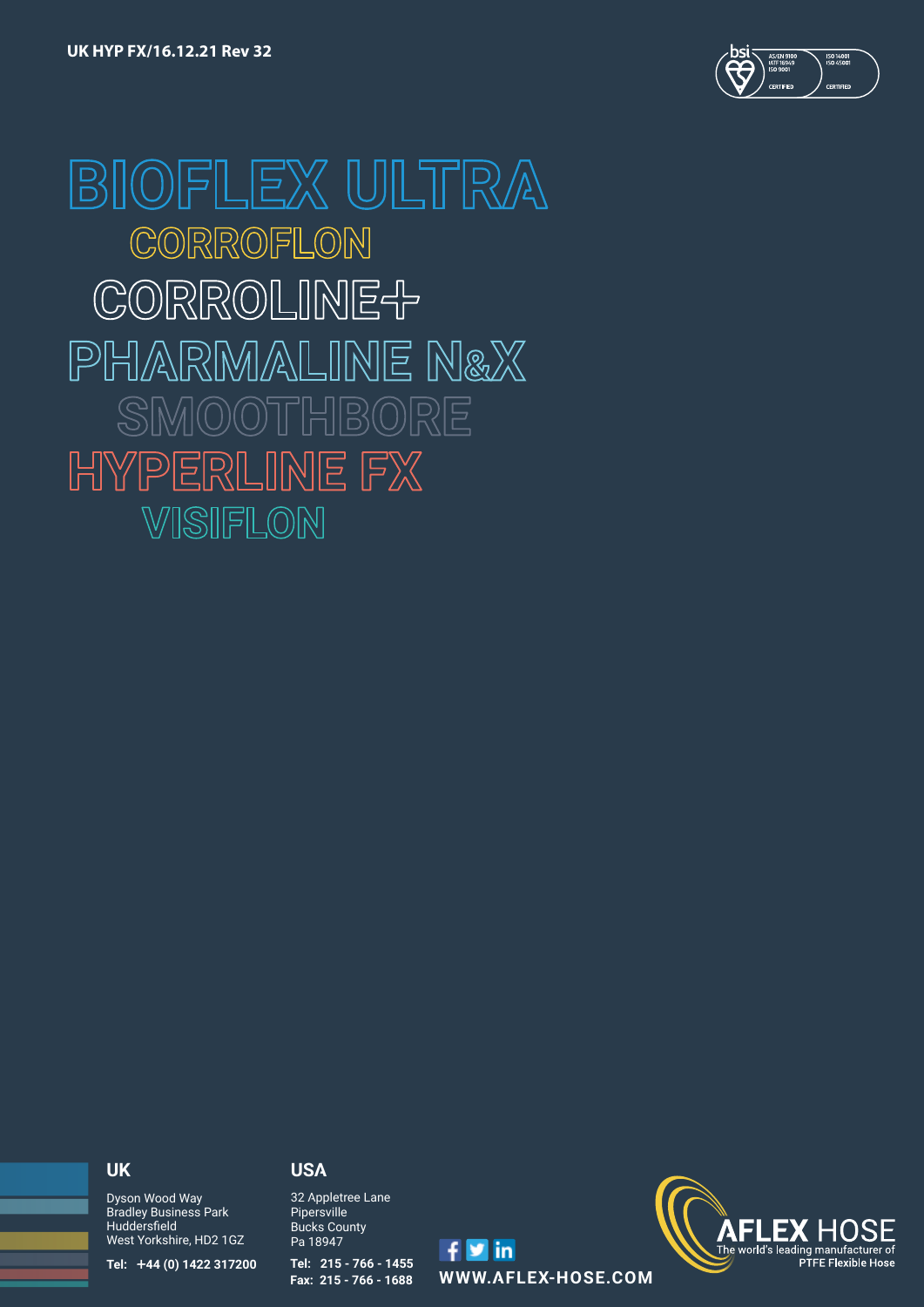UK HYP FX/16.12.21 Rev 32

# BIOFLEX ULTRA

## CORROFLON

## CORROLINE+

## PHARMALINE N&X

## SMOOTHBORE

## HYPERLINE FX

## VISIFLON

**UK**

Dyson Wood Way
Bradley Business Park
Huddersfield
West Yorkshire, HD2 1GZ

**Tel: +44 (0) 1422 317200**

**USA**

32 Appletree Lane
Pipersville
Bucks County
Pa 18947

**Tel: 215 - 766 - 1455**
**Fax: 215 - 766 - 1688**

**WWW.AFLEX-HOSE.COM**

AFLEX HOSE
The world's leading manufacturer of PTFE Flexible Hose